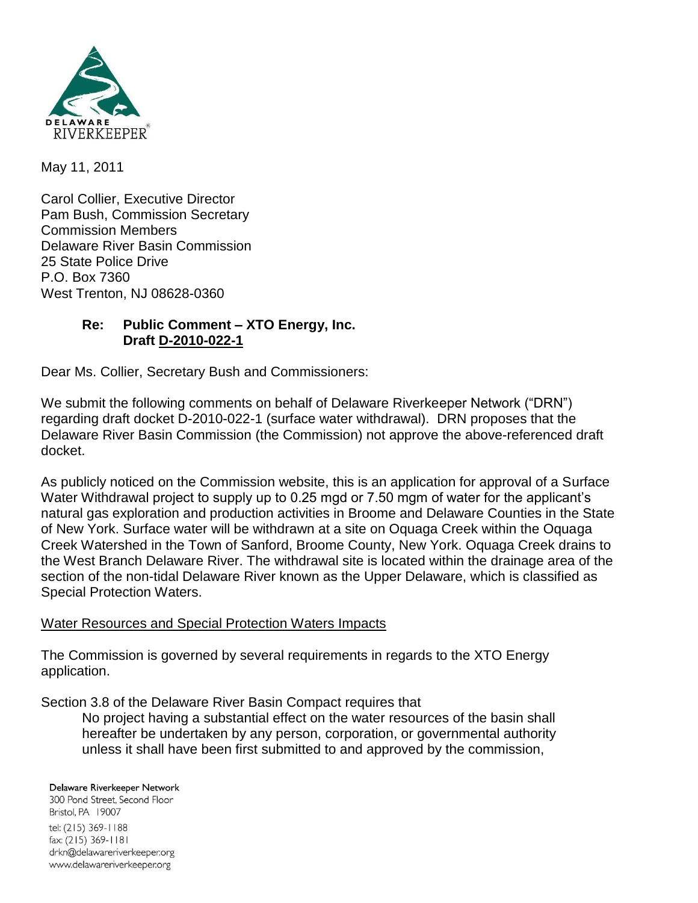DELAWARE RIVERKEEPER®

May 11, 2011

Carol Collier, Executive Director
Pam Bush, Commission Secretary
Commission Members
Delaware River Basin Commission
25 State Police Drive
P.O. Box 7360
West Trenton, NJ 08628-0360

**Re: Public Comment – XTO Energy, Inc.**
**Draft D-2010-022-1**

Dear Ms. Collier, Secretary Bush and Commissioners:

We submit the following comments on behalf of Delaware Riverkeeper Network ("DRN") regarding draft docket D-2010-022-1 (surface water withdrawal). DRN proposes that the Delaware River Basin Commission (the Commission) not approve the above-referenced draft docket.

As publicly noticed on the Commission website, this is an application for approval of a Surface Water Withdrawal project to supply up to 0.25 mgd or 7.50 mgm of water for the applicant's natural gas exploration and production activities in Broome and Delaware Counties in the State of New York. Surface water will be withdrawn at a site on Oquaga Creek within the Oquaga Creek Watershed in the Town of Sanford, Broome County, New York. Oquaga Creek drains to the West Branch Delaware River. The withdrawal site is located within the drainage area of the section of the non-tidal Delaware River known as the Upper Delaware, which is classified as Special Protection Waters.

Water Resources and Special Protection Waters Impacts

The Commission is governed by several requirements in regards to the XTO Energy application.

Section 3.8 of the Delaware River Basin Compact requires that

> No project having a substantial effect on the water resources of the basin shall hereafter be undertaken by any person, corporation, or governmental authority unless it shall have been first submitted to and approved by the commission,

Delaware Riverkeeper Network
300 Pond Street, Second Floor
Bristol, PA 19007
tel: (215) 369-1188
fax: (215) 369-1181
drkn@delawareriverkeeper.org
www.delawareriverkeeper.org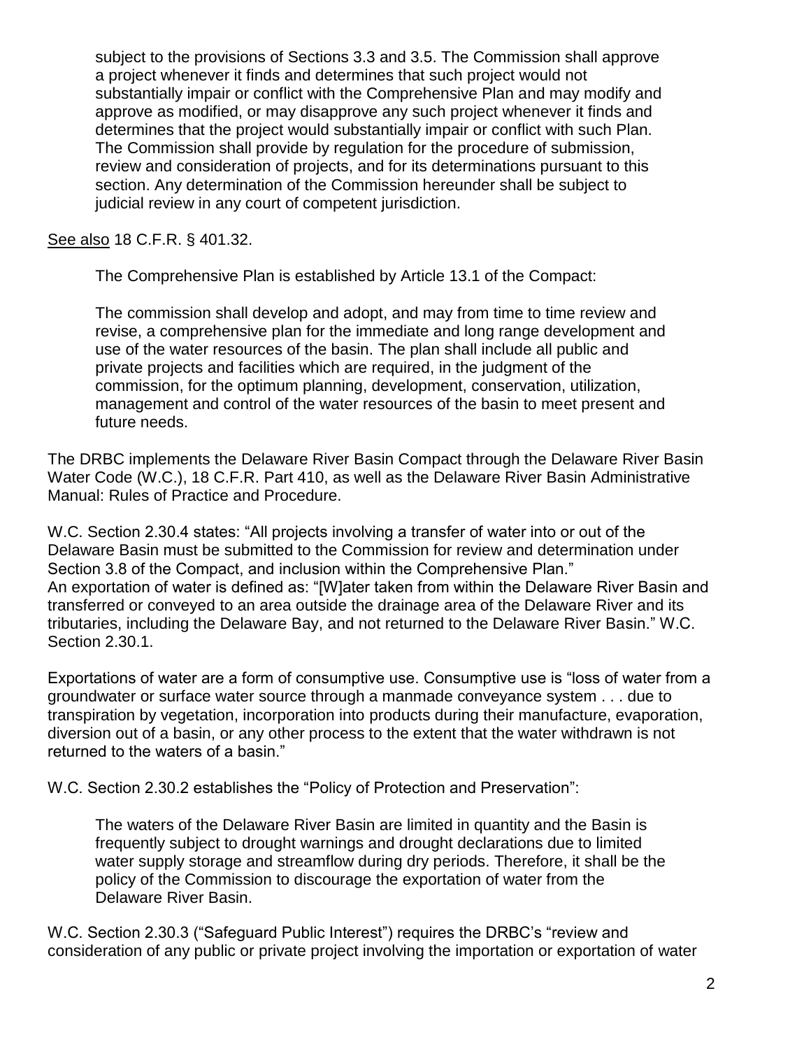> subject to the provisions of Sections 3.3 and 3.5. The Commission shall approve a project whenever it finds and determines that such project would not substantially impair or conflict with the Comprehensive Plan and may modify and approve as modified, or may disapprove any such project whenever it finds and determines that the project would substantially impair or conflict with such Plan. The Commission shall provide by regulation for the procedure of submission, review and consideration of projects, and for its determinations pursuant to this section. Any determination of the Commission hereunder shall be subject to judicial review in any court of competent jurisdiction.

<u>See also</u> 18 C.F.R. § 401.32.

The Comprehensive Plan is established by Article 13.1 of the Compact:

> The commission shall develop and adopt, and may from time to time review and revise, a comprehensive plan for the immediate and long range development and use of the water resources of the basin. The plan shall include all public and private projects and facilities which are required, in the judgment of the commission, for the optimum planning, development, conservation, utilization, management and control of the water resources of the basin to meet present and future needs.

The DRBC implements the Delaware River Basin Compact through the Delaware River Basin Water Code (W.C.), 18 C.F.R. Part 410, as well as the Delaware River Basin Administrative Manual: Rules of Practice and Procedure.

W.C. Section 2.30.4 states: "All projects involving a transfer of water into or out of the Delaware Basin must be submitted to the Commission for review and determination under Section 3.8 of the Compact, and inclusion within the Comprehensive Plan."
An exportation of water is defined as: "[W]ater taken from within the Delaware River Basin and transferred or conveyed to an area outside the drainage area of the Delaware River and its tributaries, including the Delaware Bay, and not returned to the Delaware River Basin." W.C. Section 2.30.1.

Exportations of water are a form of consumptive use. Consumptive use is "loss of water from a groundwater or surface water source through a manmade conveyance system . . . due to transpiration by vegetation, incorporation into products during their manufacture, evaporation, diversion out of a basin, or any other process to the extent that the water withdrawn is not returned to the waters of a basin."

W.C. Section 2.30.2 establishes the "Policy of Protection and Preservation":

> The waters of the Delaware River Basin are limited in quantity and the Basin is frequently subject to drought warnings and drought declarations due to limited water supply storage and streamflow during dry periods. Therefore, it shall be the policy of the Commission to discourage the exportation of water from the Delaware River Basin.

W.C. Section 2.30.3 ("Safeguard Public Interest") requires the DRBC's "review and consideration of any public or private project involving the importation or exportation of water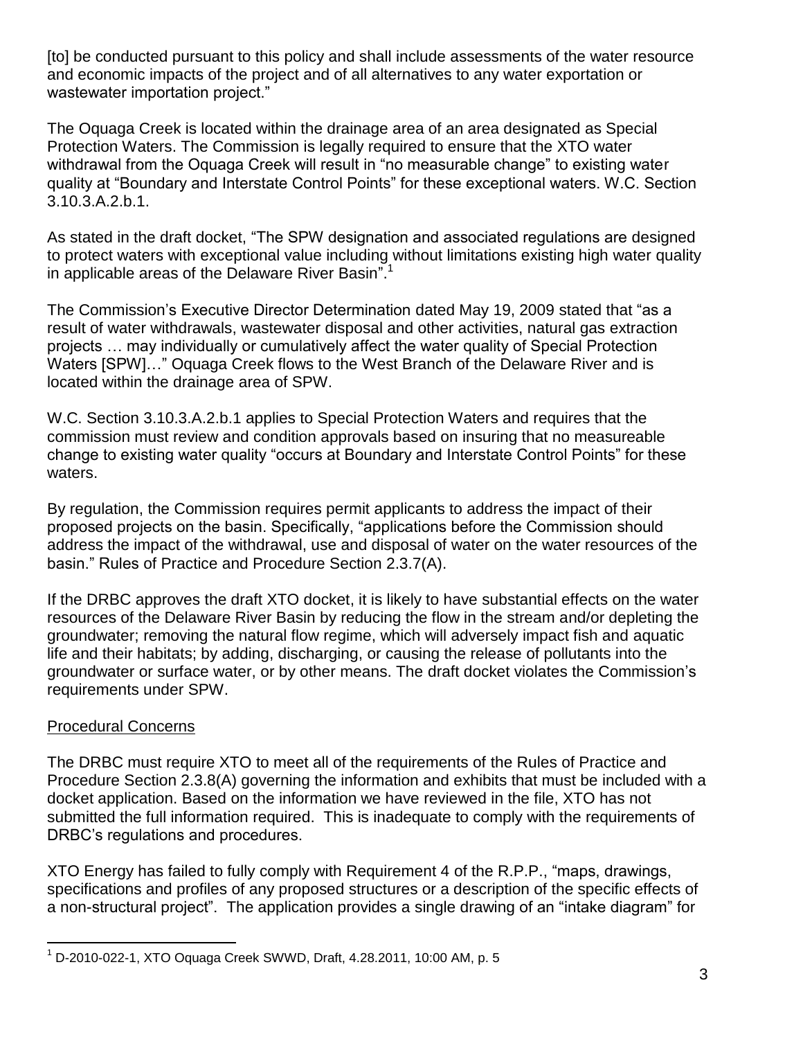[to] be conducted pursuant to this policy and shall include assessments of the water resource and economic impacts of the project and of all alternatives to any water exportation or wastewater importation project."

The Oquaga Creek is located within the drainage area of an area designated as Special Protection Waters. The Commission is legally required to ensure that the XTO water withdrawal from the Oquaga Creek will result in "no measurable change" to existing water quality at "Boundary and Interstate Control Points" for these exceptional waters. W.C. Section 3.10.3.A.2.b.1.

As stated in the draft docket, "The SPW designation and associated regulations are designed to protect waters with exceptional value including without limitations existing high water quality in applicable areas of the Delaware River Basin".[1]

The Commission's Executive Director Determination dated May 19, 2009 stated that "as a result of water withdrawals, wastewater disposal and other activities, natural gas extraction projects … may individually or cumulatively affect the water quality of Special Protection Waters [SPW]…" Oquaga Creek flows to the West Branch of the Delaware River and is located within the drainage area of SPW.

W.C. Section 3.10.3.A.2.b.1 applies to Special Protection Waters and requires that the commission must review and condition approvals based on insuring that no measureable change to existing water quality "occurs at Boundary and Interstate Control Points" for these waters.

By regulation, the Commission requires permit applicants to address the impact of their proposed projects on the basin. Specifically, "applications before the Commission should address the impact of the withdrawal, use and disposal of water on the water resources of the basin." Rules of Practice and Procedure Section 2.3.7(A).

If the DRBC approves the draft XTO docket, it is likely to have substantial effects on the water resources of the Delaware River Basin by reducing the flow in the stream and/or depleting the groundwater; removing the natural flow regime, which will adversely impact fish and aquatic life and their habitats; by adding, discharging, or causing the release of pollutants into the groundwater or surface water, or by other means. The draft docket violates the Commission's requirements under SPW.

## Procedural Concerns

The DRBC must require XTO to meet all of the requirements of the Rules of Practice and Procedure Section 2.3.8(A) governing the information and exhibits that must be included with a docket application. Based on the information we have reviewed in the file, XTO has not submitted the full information required. This is inadequate to comply with the requirements of DRBC's regulations and procedures.

XTO Energy has failed to fully comply with Requirement 4 of the R.P.P., "maps, drawings, specifications and profiles of any proposed structures or a description of the specific effects of a non-structural project". The application provides a single drawing of an "intake diagram" for

---

[1] D-2010-022-1, XTO Oquaga Creek SWWD, Draft, 4.28.2011, 10:00 AM, p. 5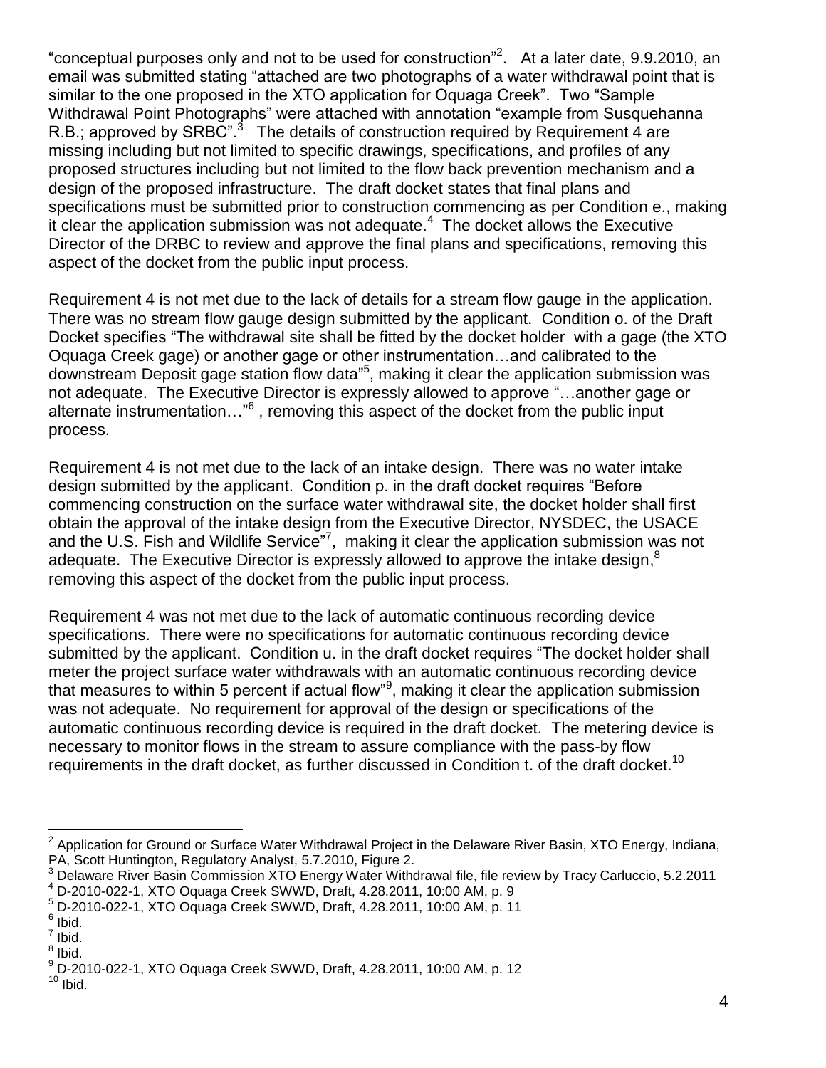"conceptual purposes only and not to be used for construction"[2]. At a later date, 9.9.2010, an email was submitted stating "attached are two photographs of a water withdrawal point that is similar to the one proposed in the XTO application for Oquaga Creek". Two "Sample Withdrawal Point Photographs" were attached with annotation "example from Susquehanna R.B.; approved by SRBC".[3] The details of construction required by Requirement 4 are missing including but not limited to specific drawings, specifications, and profiles of any proposed structures including but not limited to the flow back prevention mechanism and a design of the proposed infrastructure. The draft docket states that final plans and specifications must be submitted prior to construction commencing as per Condition e., making it clear the application submission was not adequate.[4] The docket allows the Executive Director of the DRBC to review and approve the final plans and specifications, removing this aspect of the docket from the public input process.

Requirement 4 is not met due to the lack of details for a stream flow gauge in the application. There was no stream flow gauge design submitted by the applicant. Condition o. of the Draft Docket specifies "The withdrawal site shall be fitted by the docket holder with a gage (the XTO Oquaga Creek gage) or another gage or other instrumentation…and calibrated to the downstream Deposit gage station flow data"[5], making it clear the application submission was not adequate. The Executive Director is expressly allowed to approve "…another gage or alternate instrumentation…"[6] , removing this aspect of the docket from the public input process.

Requirement 4 is not met due to the lack of an intake design. There was no water intake design submitted by the applicant. Condition p. in the draft docket requires "Before commencing construction on the surface water withdrawal site, the docket holder shall first obtain the approval of the intake design from the Executive Director, NYSDEC, the USACE and the U.S. Fish and Wildlife Service"[7], making it clear the application submission was not adequate. The Executive Director is expressly allowed to approve the intake design,[8] removing this aspect of the docket from the public input process.

Requirement 4 was not met due to the lack of automatic continuous recording device specifications. There were no specifications for automatic continuous recording device submitted by the applicant. Condition u. in the draft docket requires "The docket holder shall meter the project surface water withdrawals with an automatic continuous recording device that measures to within 5 percent if actual flow"[9], making it clear the application submission was not adequate. No requirement for approval of the design or specifications of the automatic continuous recording device is required in the draft docket. The metering device is necessary to monitor flows in the stream to assure compliance with the pass-by flow requirements in the draft docket, as further discussed in Condition t. of the draft docket.[10]

---

[2] Application for Ground or Surface Water Withdrawal Project in the Delaware River Basin, XTO Energy, Indiana, PA, Scott Huntington, Regulatory Analyst, 5.7.2010, Figure 2.

[3] Delaware River Basin Commission XTO Energy Water Withdrawal file, file review by Tracy Carluccio, 5.2.2011

[4] D-2010-022-1, XTO Oquaga Creek SWWD, Draft, 4.28.2011, 10:00 AM, p. 9

[5] D-2010-022-1, XTO Oquaga Creek SWWD, Draft, 4.28.2011, 10:00 AM, p. 11

[6] Ibid.

[7] Ibid.

[8] Ibid.

[9] D-2010-022-1, XTO Oquaga Creek SWWD, Draft, 4.28.2011, 10:00 AM, p. 12

[10] Ibid.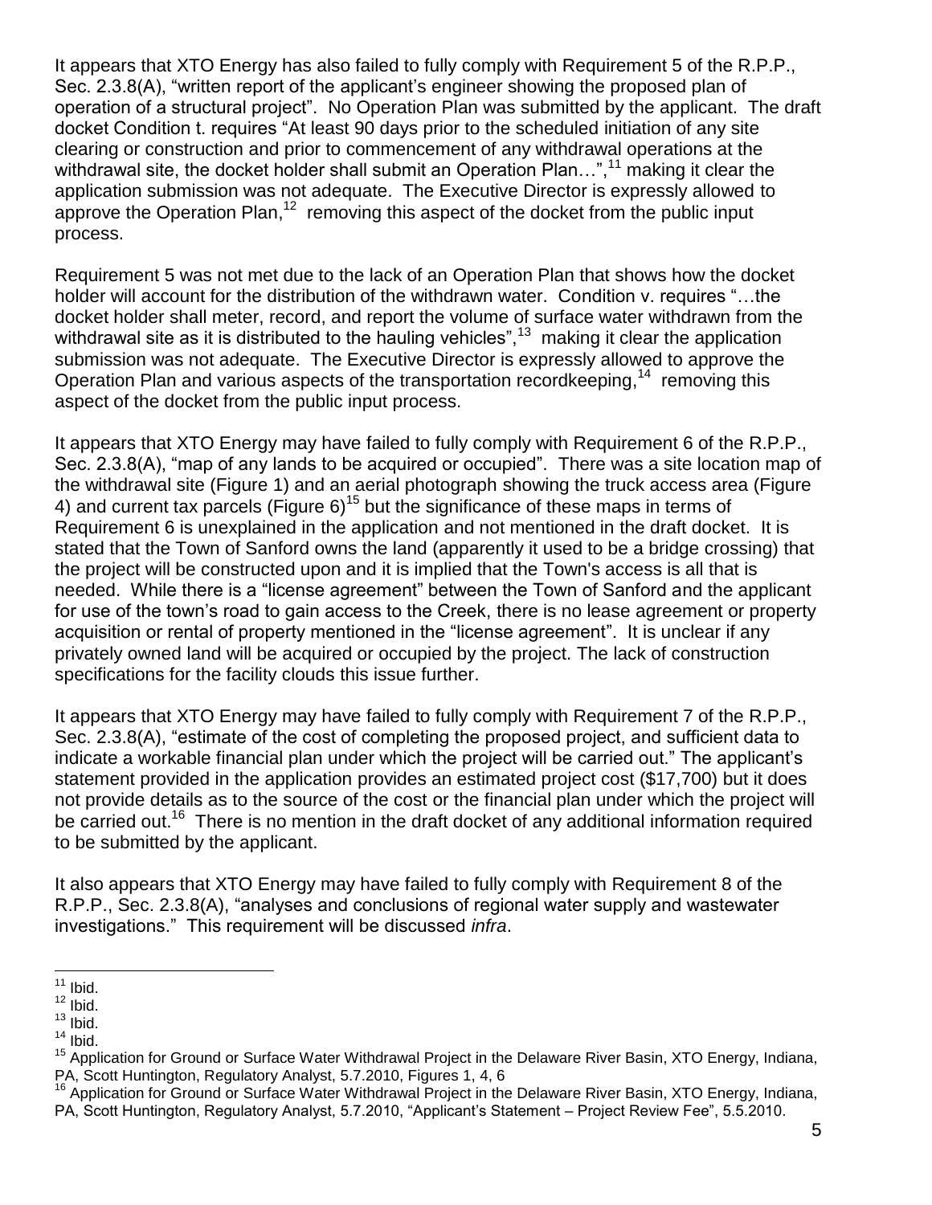It appears that XTO Energy has also failed to fully comply with Requirement 5 of the R.P.P., Sec. 2.3.8(A), "written report of the applicant's engineer showing the proposed plan of operation of a structural project". No Operation Plan was submitted by the applicant. The draft docket Condition t. requires "At least 90 days prior to the scheduled initiation of any site clearing or construction and prior to commencement of any withdrawal operations at the withdrawal site, the docket holder shall submit an Operation Plan…",[11] making it clear the application submission was not adequate. The Executive Director is expressly allowed to approve the Operation Plan,[12] removing this aspect of the docket from the public input process.

Requirement 5 was not met due to the lack of an Operation Plan that shows how the docket holder will account for the distribution of the withdrawn water. Condition v. requires "…the docket holder shall meter, record, and report the volume of surface water withdrawn from the withdrawal site as it is distributed to the hauling vehicles",[13] making it clear the application submission was not adequate. The Executive Director is expressly allowed to approve the Operation Plan and various aspects of the transportation recordkeeping,[14] removing this aspect of the docket from the public input process.

It appears that XTO Energy may have failed to fully comply with Requirement 6 of the R.P.P., Sec. 2.3.8(A), "map of any lands to be acquired or occupied". There was a site location map of the withdrawal site (Figure 1) and an aerial photograph showing the truck access area (Figure 4) and current tax parcels (Figure 6)[15] but the significance of these maps in terms of Requirement 6 is unexplained in the application and not mentioned in the draft docket. It is stated that the Town of Sanford owns the land (apparently it used to be a bridge crossing) that the project will be constructed upon and it is implied that the Town's access is all that is needed. While there is a "license agreement" between the Town of Sanford and the applicant for use of the town's road to gain access to the Creek, there is no lease agreement or property acquisition or rental of property mentioned in the "license agreement". It is unclear if any privately owned land will be acquired or occupied by the project. The lack of construction specifications for the facility clouds this issue further.

It appears that XTO Energy may have failed to fully comply with Requirement 7 of the R.P.P., Sec. 2.3.8(A), "estimate of the cost of completing the proposed project, and sufficient data to indicate a workable financial plan under which the project will be carried out." The applicant's statement provided in the application provides an estimated project cost ($17,700) but it does not provide details as to the source of the cost or the financial plan under which the project will be carried out.[16] There is no mention in the draft docket of any additional information required to be submitted by the applicant.

It also appears that XTO Energy may have failed to fully comply with Requirement 8 of the R.P.P., Sec. 2.3.8(A), "analyses and conclusions of regional water supply and wastewater investigations." This requirement will be discussed *infra*.

---

[11] Ibid.

[12] Ibid.

[13] Ibid.

[14] Ibid.

[15] Application for Ground or Surface Water Withdrawal Project in the Delaware River Basin, XTO Energy, Indiana, PA, Scott Huntington, Regulatory Analyst, 5.7.2010, Figures 1, 4, 6

[16] Application for Ground or Surface Water Withdrawal Project in the Delaware River Basin, XTO Energy, Indiana, PA, Scott Huntington, Regulatory Analyst, 5.7.2010, "Applicant's Statement – Project Review Fee", 5.5.2010.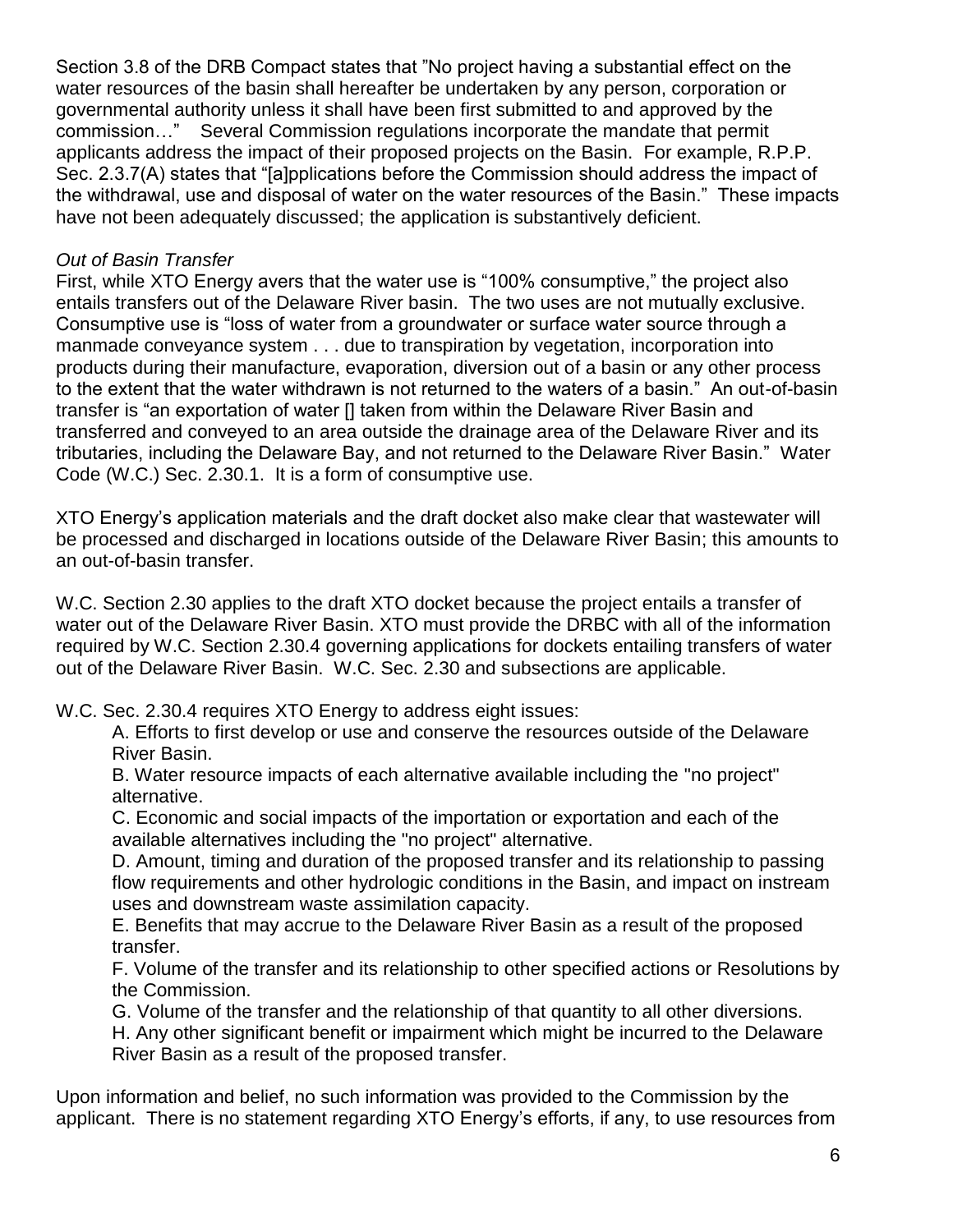Section 3.8 of the DRB Compact states that "No project having a substantial effect on the water resources of the basin shall hereafter be undertaken by any person, corporation or governmental authority unless it shall have been first submitted to and approved by the commission…" Several Commission regulations incorporate the mandate that permit applicants address the impact of their proposed projects on the Basin. For example, R.P.P. Sec. 2.3.7(A) states that "[a]pplications before the Commission should address the impact of the withdrawal, use and disposal of water on the water resources of the Basin." These impacts have not been adequately discussed; the application is substantively deficient.

*Out of Basin Transfer*

First, while XTO Energy avers that the water use is "100% consumptive," the project also entails transfers out of the Delaware River basin. The two uses are not mutually exclusive. Consumptive use is "loss of water from a groundwater or surface water source through a manmade conveyance system . . . due to transpiration by vegetation, incorporation into products during their manufacture, evaporation, diversion out of a basin or any other process to the extent that the water withdrawn is not returned to the waters of a basin." An out-of-basin transfer is "an exportation of water [] taken from within the Delaware River Basin and transferred and conveyed to an area outside the drainage area of the Delaware River and its tributaries, including the Delaware Bay, and not returned to the Delaware River Basin." Water Code (W.C.) Sec. 2.30.1. It is a form of consumptive use.

XTO Energy's application materials and the draft docket also make clear that wastewater will be processed and discharged in locations outside of the Delaware River Basin; this amounts to an out-of-basin transfer.

W.C. Section 2.30 applies to the draft XTO docket because the project entails a transfer of water out of the Delaware River Basin. XTO must provide the DRBC with all of the information required by W.C. Section 2.30.4 governing applications for dockets entailing transfers of water out of the Delaware River Basin. W.C. Sec. 2.30 and subsections are applicable.

W.C. Sec. 2.30.4 requires XTO Energy to address eight issues:

A. Efforts to first develop or use and conserve the resources outside of the Delaware River Basin.

B. Water resource impacts of each alternative available including the "no project" alternative.

C. Economic and social impacts of the importation or exportation and each of the available alternatives including the "no project" alternative.

D. Amount, timing and duration of the proposed transfer and its relationship to passing flow requirements and other hydrologic conditions in the Basin, and impact on instream uses and downstream waste assimilation capacity.

E. Benefits that may accrue to the Delaware River Basin as a result of the proposed transfer.

F. Volume of the transfer and its relationship to other specified actions or Resolutions by the Commission.

G. Volume of the transfer and the relationship of that quantity to all other diversions.

H. Any other significant benefit or impairment which might be incurred to the Delaware River Basin as a result of the proposed transfer.

Upon information and belief, no such information was provided to the Commission by the applicant. There is no statement regarding XTO Energy's efforts, if any, to use resources from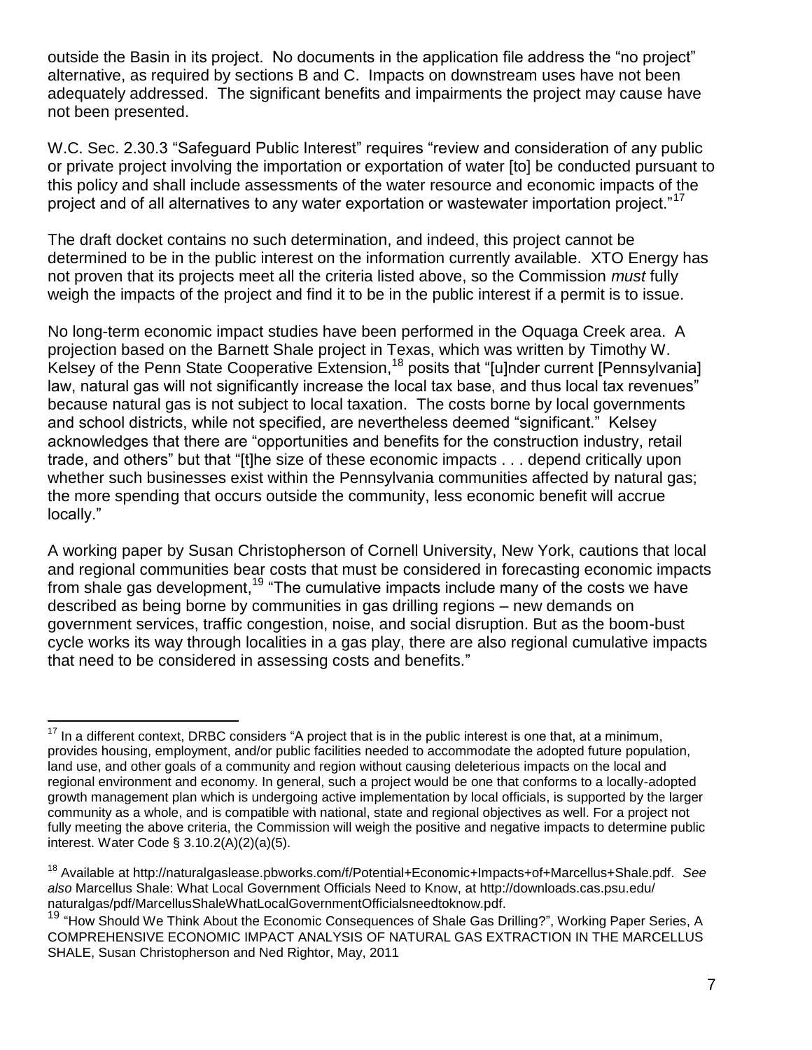outside the Basin in its project. No documents in the application file address the "no project" alternative, as required by sections B and C. Impacts on downstream uses have not been adequately addressed. The significant benefits and impairments the project may cause have not been presented.

W.C. Sec. 2.30.3 "Safeguard Public Interest" requires "review and consideration of any public or private project involving the importation or exportation of water [to] be conducted pursuant to this policy and shall include assessments of the water resource and economic impacts of the project and of all alternatives to any water exportation or wastewater importation project."[17]

The draft docket contains no such determination, and indeed, this project cannot be determined to be in the public interest on the information currently available. XTO Energy has not proven that its projects meet all the criteria listed above, so the Commission *must* fully weigh the impacts of the project and find it to be in the public interest if a permit is to issue.

No long-term economic impact studies have been performed in the Oquaga Creek area. A projection based on the Barnett Shale project in Texas, which was written by Timothy W. Kelsey of the Penn State Cooperative Extension,[18] posits that "[u]nder current [Pennsylvania] law, natural gas will not significantly increase the local tax base, and thus local tax revenues" because natural gas is not subject to local taxation. The costs borne by local governments and school districts, while not specified, are nevertheless deemed "significant." Kelsey acknowledges that there are "opportunities and benefits for the construction industry, retail trade, and others" but that "[t]he size of these economic impacts . . . depend critically upon whether such businesses exist within the Pennsylvania communities affected by natural gas; the more spending that occurs outside the community, less economic benefit will accrue locally."

A working paper by Susan Christopherson of Cornell University, New York, cautions that local and regional communities bear costs that must be considered in forecasting economic impacts from shale gas development,[19] "The cumulative impacts include many of the costs we have described as being borne by communities in gas drilling regions – new demands on government services, traffic congestion, noise, and social disruption. But as the boom-bust cycle works its way through localities in a gas play, there are also regional cumulative impacts that need to be considered in assessing costs and benefits."

---

[17] In a different context, DRBC considers "A project that is in the public interest is one that, at a minimum, provides housing, employment, and/or public facilities needed to accommodate the adopted future population, land use, and other goals of a community and region without causing deleterious impacts on the local and regional environment and economy. In general, such a project would be one that conforms to a locally-adopted growth management plan which is undergoing active implementation by local officials, is supported by the larger community as a whole, and is compatible with national, state and regional objectives as well. For a project not fully meeting the above criteria, the Commission will weigh the positive and negative impacts to determine public interest. Water Code § 3.10.2(A)(2)(a)(5).

[18] Available at http://naturalgaslease.pbworks.com/f/Potential+Economic+Impacts+of+Marcellus+Shale.pdf. *See also* Marcellus Shale: What Local Government Officials Need to Know, at http://downloads.cas.psu.edu/naturalgas/pdf/MarcellusShaleWhatLocalGovernmentOfficialsneedtoknow.pdf.

[19] "How Should We Think About the Economic Consequences of Shale Gas Drilling?", Working Paper Series, A COMPREHENSIVE ECONOMIC IMPACT ANALYSIS OF NATURAL GAS EXTRACTION IN THE MARCELLUS SHALE, Susan Christopherson and Ned Rightor, May, 2011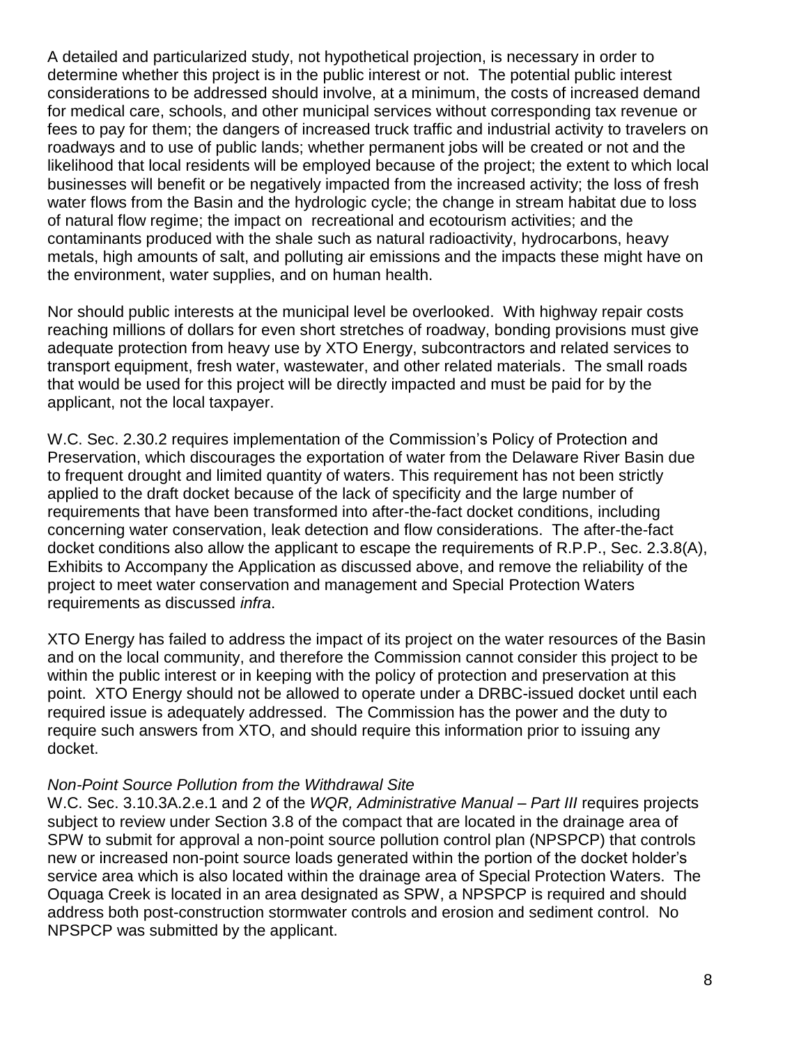A detailed and particularized study, not hypothetical projection, is necessary in order to determine whether this project is in the public interest or not. The potential public interest considerations to be addressed should involve, at a minimum, the costs of increased demand for medical care, schools, and other municipal services without corresponding tax revenue or fees to pay for them; the dangers of increased truck traffic and industrial activity to travelers on roadways and to use of public lands; whether permanent jobs will be created or not and the likelihood that local residents will be employed because of the project; the extent to which local businesses will benefit or be negatively impacted from the increased activity; the loss of fresh water flows from the Basin and the hydrologic cycle; the change in stream habitat due to loss of natural flow regime; the impact on recreational and ecotourism activities; and the contaminants produced with the shale such as natural radioactivity, hydrocarbons, heavy metals, high amounts of salt, and polluting air emissions and the impacts these might have on the environment, water supplies, and on human health.

Nor should public interests at the municipal level be overlooked. With highway repair costs reaching millions of dollars for even short stretches of roadway, bonding provisions must give adequate protection from heavy use by XTO Energy, subcontractors and related services to transport equipment, fresh water, wastewater, and other related materials. The small roads that would be used for this project will be directly impacted and must be paid for by the applicant, not the local taxpayer.

W.C. Sec. 2.30.2 requires implementation of the Commission's Policy of Protection and Preservation, which discourages the exportation of water from the Delaware River Basin due to frequent drought and limited quantity of waters. This requirement has not been strictly applied to the draft docket because of the lack of specificity and the large number of requirements that have been transformed into after-the-fact docket conditions, including concerning water conservation, leak detection and flow considerations. The after-the-fact docket conditions also allow the applicant to escape the requirements of R.P.P., Sec. 2.3.8(A), Exhibits to Accompany the Application as discussed above, and remove the reliability of the project to meet water conservation and management and Special Protection Waters requirements as discussed *infra*.

XTO Energy has failed to address the impact of its project on the water resources of the Basin and on the local community, and therefore the Commission cannot consider this project to be within the public interest or in keeping with the policy of protection and preservation at this point. XTO Energy should not be allowed to operate under a DRBC-issued docket until each required issue is adequately addressed. The Commission has the power and the duty to require such answers from XTO, and should require this information prior to issuing any docket.

*Non-Point Source Pollution from the Withdrawal Site*

W.C. Sec. 3.10.3A.2.e.1 and 2 of the *WQR, Administrative Manual – Part III* requires projects subject to review under Section 3.8 of the compact that are located in the drainage area of SPW to submit for approval a non-point source pollution control plan (NPSPCP) that controls new or increased non-point source loads generated within the portion of the docket holder's service area which is also located within the drainage area of Special Protection Waters. The Oquaga Creek is located in an area designated as SPW, a NPSPCP is required and should address both post-construction stormwater controls and erosion and sediment control. No NPSPCP was submitted by the applicant.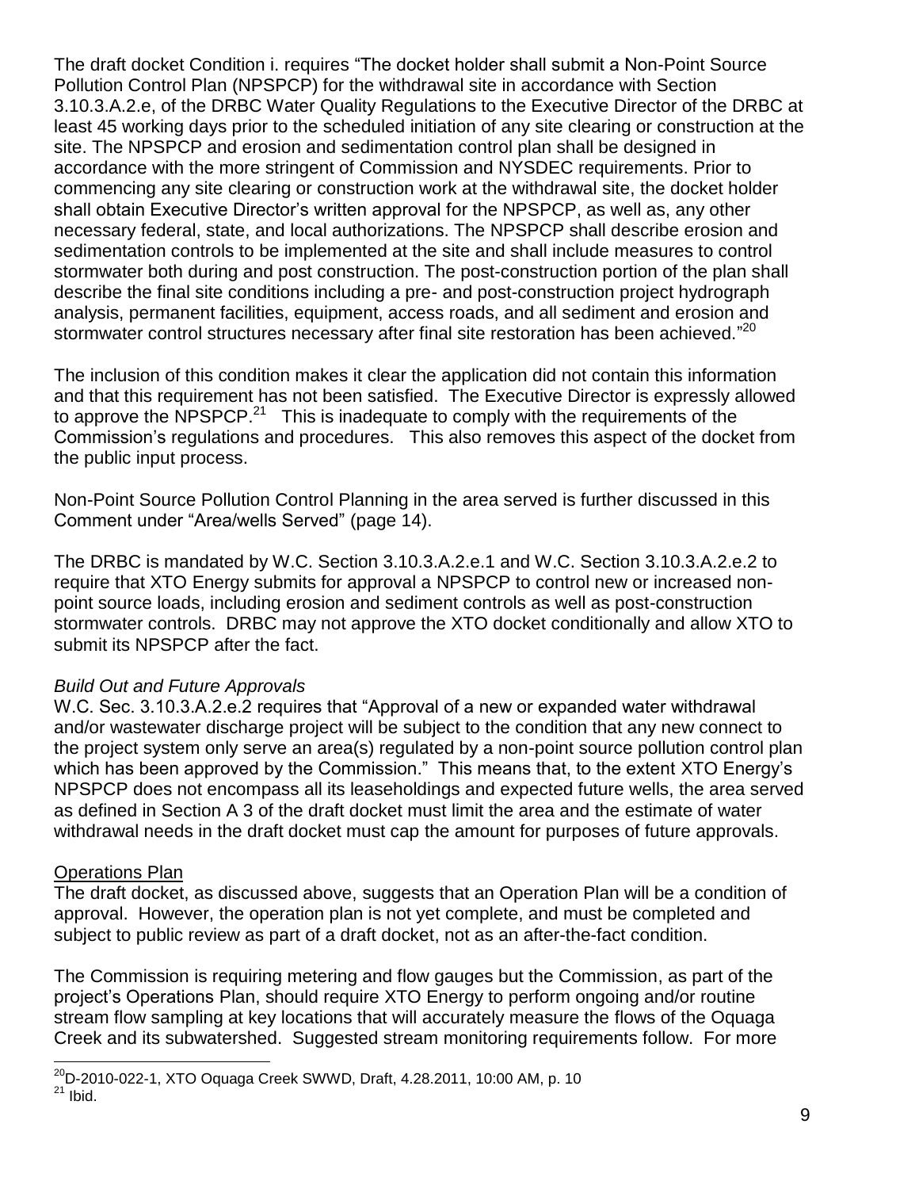The draft docket Condition i. requires "The docket holder shall submit a Non-Point Source Pollution Control Plan (NPSPCP) for the withdrawal site in accordance with Section 3.10.3.A.2.e, of the DRBC Water Quality Regulations to the Executive Director of the DRBC at least 45 working days prior to the scheduled initiation of any site clearing or construction at the site. The NPSPCP and erosion and sedimentation control plan shall be designed in accordance with the more stringent of Commission and NYSDEC requirements. Prior to commencing any site clearing or construction work at the withdrawal site, the docket holder shall obtain Executive Director's written approval for the NPSPCP, as well as, any other necessary federal, state, and local authorizations. The NPSPCP shall describe erosion and sedimentation controls to be implemented at the site and shall include measures to control stormwater both during and post construction. The post-construction portion of the plan shall describe the final site conditions including a pre- and post-construction project hydrograph analysis, permanent facilities, equipment, access roads, and all sediment and erosion and stormwater control structures necessary after final site restoration has been achieved."[20]

The inclusion of this condition makes it clear the application did not contain this information and that this requirement has not been satisfied. The Executive Director is expressly allowed to approve the NPSPCP.[21] This is inadequate to comply with the requirements of the Commission's regulations and procedures. This also removes this aspect of the docket from the public input process.

Non-Point Source Pollution Control Planning in the area served is further discussed in this Comment under "Area/wells Served" (page 14).

The DRBC is mandated by W.C. Section 3.10.3.A.2.e.1 and W.C. Section 3.10.3.A.2.e.2 to require that XTO Energy submits for approval a NPSPCP to control new or increased non-point source loads, including erosion and sediment controls as well as post-construction stormwater controls. DRBC may not approve the XTO docket conditionally and allow XTO to submit its NPSPCP after the fact.

*Build Out and Future Approvals*

W.C. Sec. 3.10.3.A.2.e.2 requires that "Approval of a new or expanded water withdrawal and/or wastewater discharge project will be subject to the condition that any new connect to the project system only serve an area(s) regulated by a non-point source pollution control plan which has been approved by the Commission." This means that, to the extent XTO Energy's NPSPCP does not encompass all its leaseholdings and expected future wells, the area served as defined in Section A 3 of the draft docket must limit the area and the estimate of water withdrawal needs in the draft docket must cap the amount for purposes of future approvals.

Operations Plan

The draft docket, as discussed above, suggests that an Operation Plan will be a condition of approval. However, the operation plan is not yet complete, and must be completed and subject to public review as part of a draft docket, not as an after-the-fact condition.

The Commission is requiring metering and flow gauges but the Commission, as part of the project's Operations Plan, should require XTO Energy to perform ongoing and/or routine stream flow sampling at key locations that will accurately measure the flows of the Oquaga Creek and its subwatershed. Suggested stream monitoring requirements follow. For more

---

[20] D-2010-022-1, XTO Oquaga Creek SWWD, Draft, 4.28.2011, 10:00 AM, p. 10

[21] Ibid.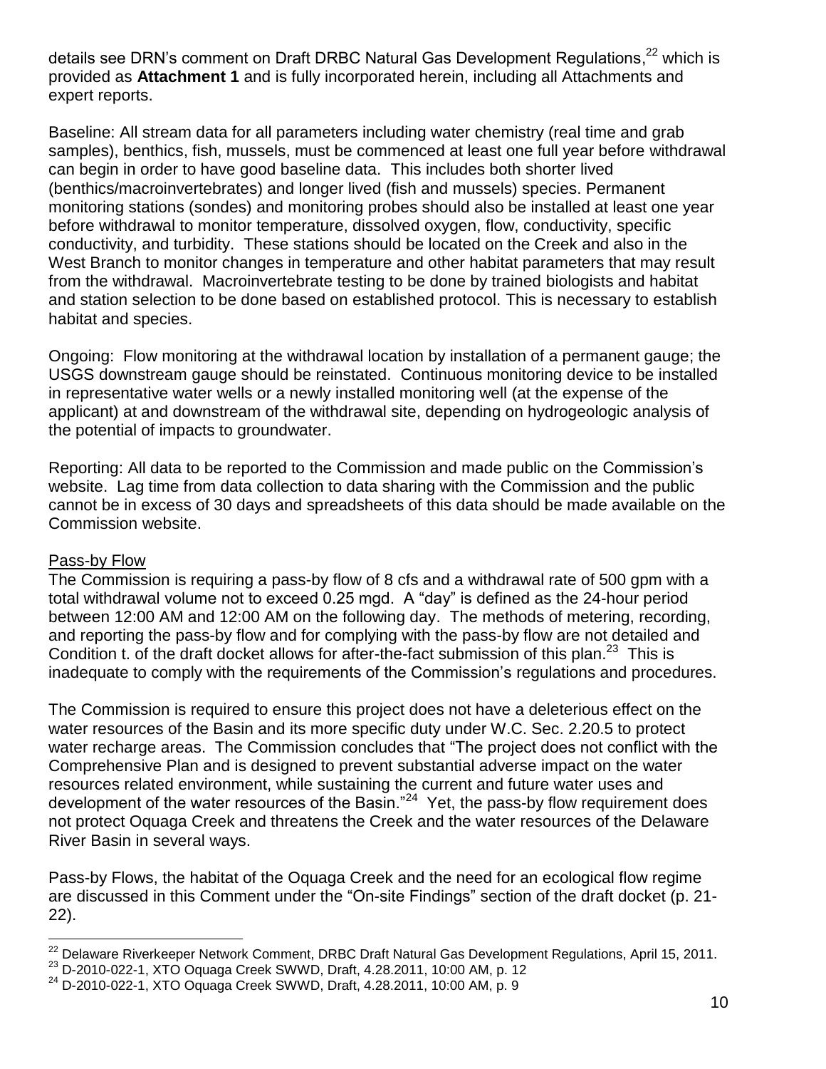details see DRN's comment on Draft DRBC Natural Gas Development Regulations,[22] which is provided as **Attachment 1** and is fully incorporated herein, including all Attachments and expert reports.

Baseline: All stream data for all parameters including water chemistry (real time and grab samples), benthics, fish, mussels, must be commenced at least one full year before withdrawal can begin in order to have good baseline data. This includes both shorter lived (benthics/macroinvertebrates) and longer lived (fish and mussels) species. Permanent monitoring stations (sondes) and monitoring probes should also be installed at least one year before withdrawal to monitor temperature, dissolved oxygen, flow, conductivity, specific conductivity, and turbidity. These stations should be located on the Creek and also in the West Branch to monitor changes in temperature and other habitat parameters that may result from the withdrawal. Macroinvertebrate testing to be done by trained biologists and habitat and station selection to be done based on established protocol. This is necessary to establish habitat and species.

Ongoing: Flow monitoring at the withdrawal location by installation of a permanent gauge; the USGS downstream gauge should be reinstated. Continuous monitoring device to be installed in representative water wells or a newly installed monitoring well (at the expense of the applicant) at and downstream of the withdrawal site, depending on hydrogeologic analysis of the potential of impacts to groundwater.

Reporting: All data to be reported to the Commission and made public on the Commission's website. Lag time from data collection to data sharing with the Commission and the public cannot be in excess of 30 days and spreadsheets of this data should be made available on the Commission website.

<u>Pass-by Flow</u>

The Commission is requiring a pass-by flow of 8 cfs and a withdrawal rate of 500 gpm with a total withdrawal volume not to exceed 0.25 mgd. A "day" is defined as the 24-hour period between 12:00 AM and 12:00 AM on the following day. The methods of metering, recording, and reporting the pass-by flow and for complying with the pass-by flow are not detailed and Condition t. of the draft docket allows for after-the-fact submission of this plan.[23] This is inadequate to comply with the requirements of the Commission's regulations and procedures.

The Commission is required to ensure this project does not have a deleterious effect on the water resources of the Basin and its more specific duty under W.C. Sec. 2.20.5 to protect water recharge areas. The Commission concludes that "The project does not conflict with the Comprehensive Plan and is designed to prevent substantial adverse impact on the water resources related environment, while sustaining the current and future water uses and development of the water resources of the Basin."[24] Yet, the pass-by flow requirement does not protect Oquaga Creek and threatens the Creek and the water resources of the Delaware River Basin in several ways.

Pass-by Flows, the habitat of the Oquaga Creek and the need for an ecological flow regime are discussed in this Comment under the "On-site Findings" section of the draft docket (p. 21-22).

---

[22] Delaware Riverkeeper Network Comment, DRBC Draft Natural Gas Development Regulations, April 15, 2011.

[23] D-2010-022-1, XTO Oquaga Creek SWWD, Draft, 4.28.2011, 10:00 AM, p. 12

[24] D-2010-022-1, XTO Oquaga Creek SWWD, Draft, 4.28.2011, 10:00 AM, p. 9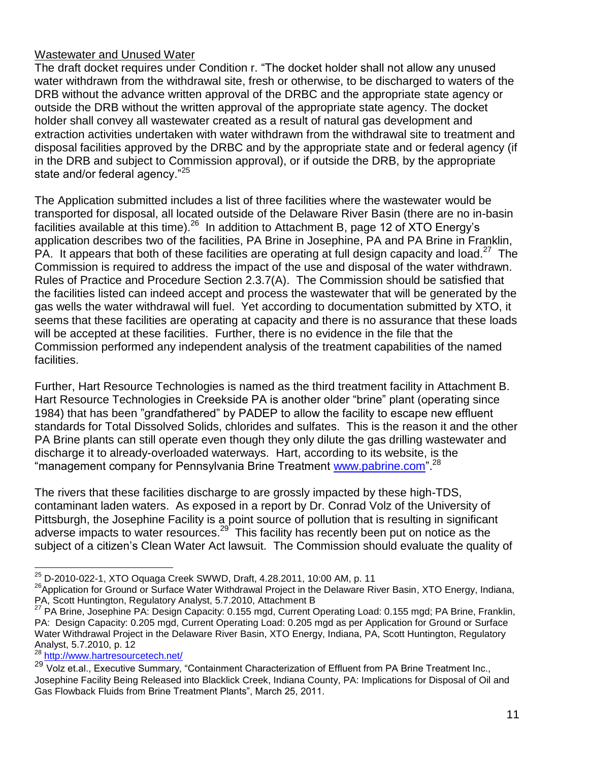Wastewater and Unused Water

The draft docket requires under Condition r. "The docket holder shall not allow any unused water withdrawn from the withdrawal site, fresh or otherwise, to be discharged to waters of the DRB without the advance written approval of the DRBC and the appropriate state agency or outside the DRB without the written approval of the appropriate state agency. The docket holder shall convey all wastewater created as a result of natural gas development and extraction activities undertaken with water withdrawn from the withdrawal site to treatment and disposal facilities approved by the DRBC and by the appropriate state and or federal agency (if in the DRB and subject to Commission approval), or if outside the DRB, by the appropriate state and/or federal agency."[25]

The Application submitted includes a list of three facilities where the wastewater would be transported for disposal, all located outside of the Delaware River Basin (there are no in-basin facilities available at this time).[26] In addition to Attachment B, page 12 of XTO Energy's application describes two of the facilities, PA Brine in Josephine, PA and PA Brine in Franklin, PA. It appears that both of these facilities are operating at full design capacity and load.[27] The Commission is required to address the impact of the use and disposal of the water withdrawn. Rules of Practice and Procedure Section 2.3.7(A). The Commission should be satisfied that the facilities listed can indeed accept and process the wastewater that will be generated by the gas wells the water withdrawal will fuel. Yet according to documentation submitted by XTO, it seems that these facilities are operating at capacity and there is no assurance that these loads will be accepted at these facilities. Further, there is no evidence in the file that the Commission performed any independent analysis of the treatment capabilities of the named facilities.

Further, Hart Resource Technologies is named as the third treatment facility in Attachment B. Hart Resource Technologies in Creekside PA is another older "brine" plant (operating since 1984) that has been "grandfathered" by PADEP to allow the facility to escape new effluent standards for Total Dissolved Solids, chlorides and sulfates. This is the reason it and the other PA Brine plants can still operate even though they only dilute the gas drilling wastewater and discharge it to already-overloaded waterways. Hart, according to its website, is the "management company for Pennsylvania Brine Treatment www.pabrine.com".[28]

The rivers that these facilities discharge to are grossly impacted by these high-TDS, contaminant laden waters. As exposed in a report by Dr. Conrad Volz of the University of Pittsburgh, the Josephine Facility is a point source of pollution that is resulting in significant adverse impacts to water resources.[29] This facility has recently been put on notice as the subject of a citizen's Clean Water Act lawsuit. The Commission should evaluate the quality of

---

[25] D-2010-022-1, XTO Oquaga Creek SWWD, Draft, 4.28.2011, 10:00 AM, p. 11

[26] Application for Ground or Surface Water Withdrawal Project in the Delaware River Basin, XTO Energy, Indiana, PA, Scott Huntington, Regulatory Analyst, 5.7.2010, Attachment B

[27] PA Brine, Josephine PA: Design Capacity: 0.155 mgd, Current Operating Load: 0.155 mgd; PA Brine, Franklin, PA: Design Capacity: 0.205 mgd, Current Operating Load: 0.205 mgd as per Application for Ground or Surface Water Withdrawal Project in the Delaware River Basin, XTO Energy, Indiana, PA, Scott Huntington, Regulatory Analyst, 5.7.2010, p. 12

[28] http://www.hartresourcetech.net/

[29] Volz et.al., Executive Summary, "Containment Characterization of Effluent from PA Brine Treatment Inc., Josephine Facility Being Released into Blacklick Creek, Indiana County, PA: Implications for Disposal of Oil and Gas Flowback Fluids from Brine Treatment Plants", March 25, 2011.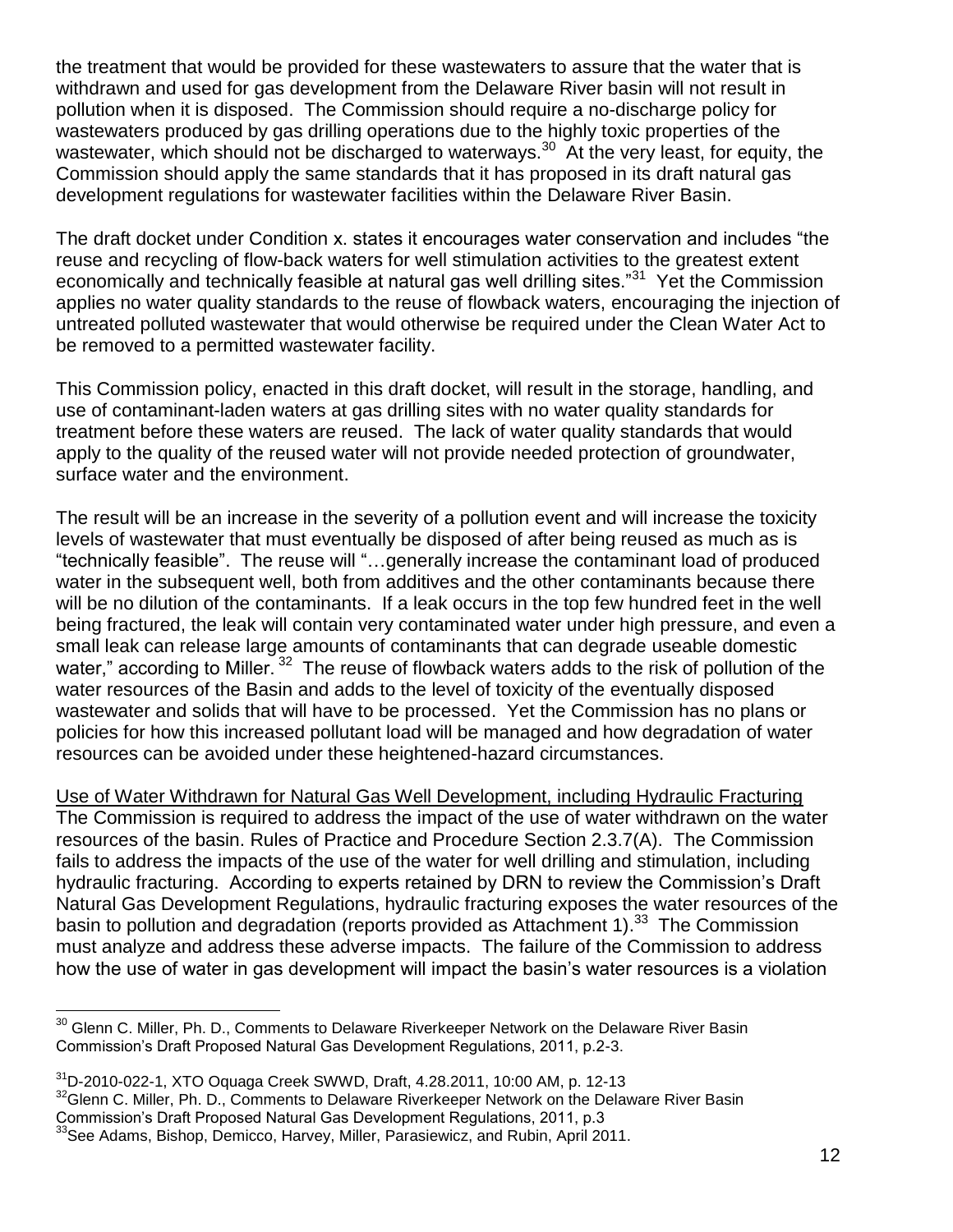the treatment that would be provided for these wastewaters to assure that the water that is withdrawn and used for gas development from the Delaware River basin will not result in pollution when it is disposed. The Commission should require a no-discharge policy for wastewaters produced by gas drilling operations due to the highly toxic properties of the wastewater, which should not be discharged to waterways.[30] At the very least, for equity, the Commission should apply the same standards that it has proposed in its draft natural gas development regulations for wastewater facilities within the Delaware River Basin.

The draft docket under Condition x. states it encourages water conservation and includes "the reuse and recycling of flow-back waters for well stimulation activities to the greatest extent economically and technically feasible at natural gas well drilling sites."[31] Yet the Commission applies no water quality standards to the reuse of flowback waters, encouraging the injection of untreated polluted wastewater that would otherwise be required under the Clean Water Act to be removed to a permitted wastewater facility.

This Commission policy, enacted in this draft docket, will result in the storage, handling, and use of contaminant-laden waters at gas drilling sites with no water quality standards for treatment before these waters are reused. The lack of water quality standards that would apply to the quality of the reused water will not provide needed protection of groundwater, surface water and the environment.

The result will be an increase in the severity of a pollution event and will increase the toxicity levels of wastewater that must eventually be disposed of after being reused as much as is "technically feasible". The reuse will "…generally increase the contaminant load of produced water in the subsequent well, both from additives and the other contaminants because there will be no dilution of the contaminants. If a leak occurs in the top few hundred feet in the well being fractured, the leak will contain very contaminated water under high pressure, and even a small leak can release large amounts of contaminants that can degrade useable domestic water," according to Miller.[32] The reuse of flowback waters adds to the risk of pollution of the water resources of the Basin and adds to the level of toxicity of the eventually disposed wastewater and solids that will have to be processed. Yet the Commission has no plans or policies for how this increased pollutant load will be managed and how degradation of water resources can be avoided under these heightened-hazard circumstances.

Use of Water Withdrawn for Natural Gas Well Development, including Hydraulic Fracturing

The Commission is required to address the impact of the use of water withdrawn on the water resources of the basin. Rules of Practice and Procedure Section 2.3.7(A). The Commission fails to address the impacts of the use of the water for well drilling and stimulation, including hydraulic fracturing. According to experts retained by DRN to review the Commission's Draft Natural Gas Development Regulations, hydraulic fracturing exposes the water resources of the basin to pollution and degradation (reports provided as Attachment 1).[33] The Commission must analyze and address these adverse impacts. The failure of the Commission to address how the use of water in gas development will impact the basin's water resources is a violation

---

[30] Glenn C. Miller, Ph. D., Comments to Delaware Riverkeeper Network on the Delaware River Basin Commission's Draft Proposed Natural Gas Development Regulations, 2011, p.2-3.

[31] D-2010-022-1, XTO Oquaga Creek SWWD, Draft, 4.28.2011, 10:00 AM, p. 12-13

[32] Glenn C. Miller, Ph. D., Comments to Delaware Riverkeeper Network on the Delaware River Basin Commission's Draft Proposed Natural Gas Development Regulations, 2011, p.3

[33] See Adams, Bishop, Demicco, Harvey, Miller, Parasiewicz, and Rubin, April 2011.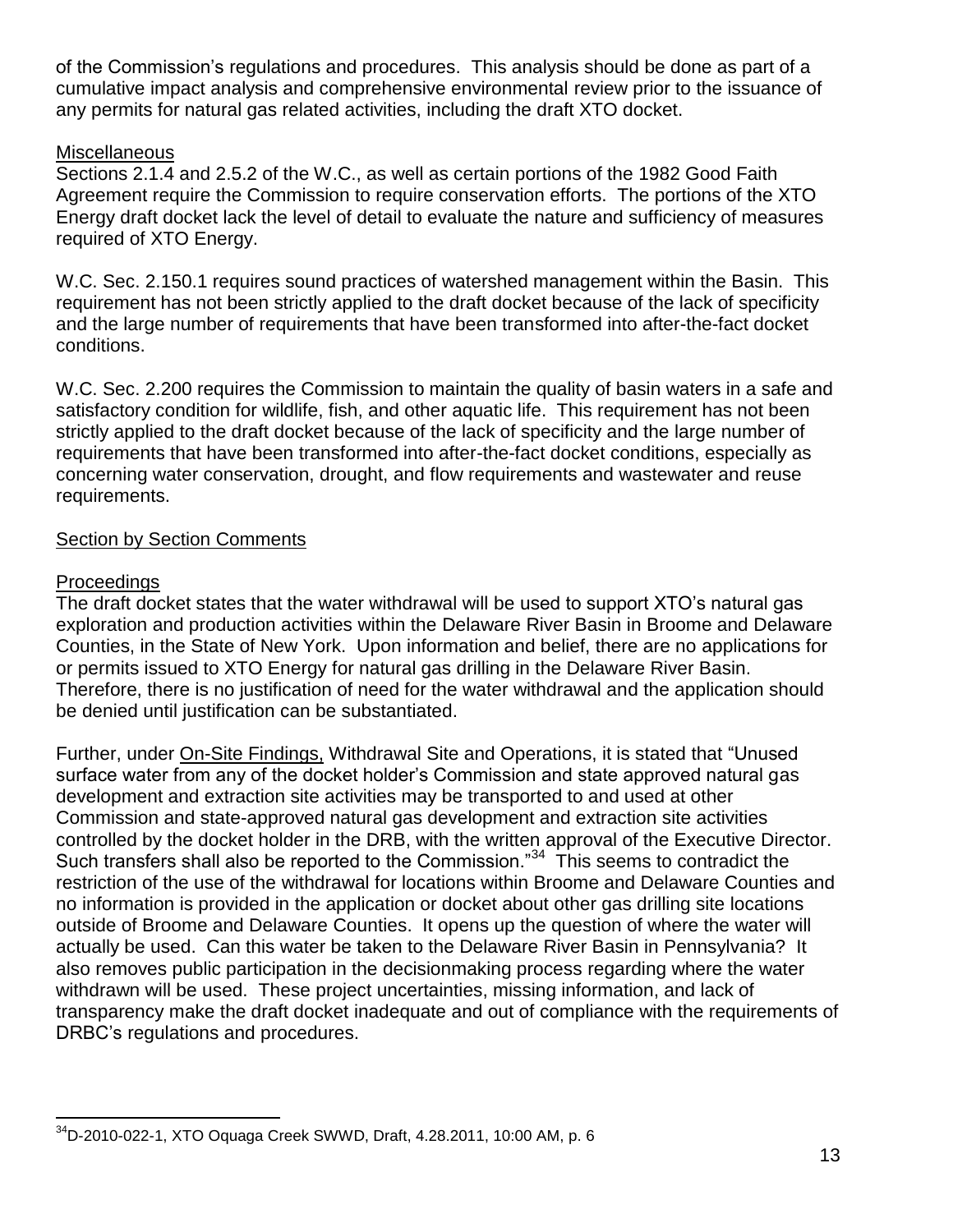of the Commission's regulations and procedures. This analysis should be done as part of a cumulative impact analysis and comprehensive environmental review prior to the issuance of any permits for natural gas related activities, including the draft XTO docket.

Miscellaneous

Sections 2.1.4 and 2.5.2 of the W.C., as well as certain portions of the 1982 Good Faith Agreement require the Commission to require conservation efforts. The portions of the XTO Energy draft docket lack the level of detail to evaluate the nature and sufficiency of measures required of XTO Energy.

W.C. Sec. 2.150.1 requires sound practices of watershed management within the Basin. This requirement has not been strictly applied to the draft docket because of the lack of specificity and the large number of requirements that have been transformed into after-the-fact docket conditions.

W.C. Sec. 2.200 requires the Commission to maintain the quality of basin waters in a safe and satisfactory condition for wildlife, fish, and other aquatic life. This requirement has not been strictly applied to the draft docket because of the lack of specificity and the large number of requirements that have been transformed into after-the-fact docket conditions, especially as concerning water conservation, drought, and flow requirements and wastewater and reuse requirements.

Section by Section Comments

Proceedings

The draft docket states that the water withdrawal will be used to support XTO's natural gas exploration and production activities within the Delaware River Basin in Broome and Delaware Counties, in the State of New York. Upon information and belief, there are no applications for or permits issued to XTO Energy for natural gas drilling in the Delaware River Basin. Therefore, there is no justification of need for the water withdrawal and the application should be denied until justification can be substantiated.

Further, under On-Site Findings, Withdrawal Site and Operations, it is stated that "Unused surface water from any of the docket holder's Commission and state approved natural gas development and extraction site activities may be transported to and used at other Commission and state-approved natural gas development and extraction site activities controlled by the docket holder in the DRB, with the written approval of the Executive Director. Such transfers shall also be reported to the Commission."[34] This seems to contradict the restriction of the use of the withdrawal for locations within Broome and Delaware Counties and no information is provided in the application or docket about other gas drilling site locations outside of Broome and Delaware Counties. It opens up the question of where the water will actually be used. Can this water be taken to the Delaware River Basin in Pennsylvania? It also removes public participation in the decisionmaking process regarding where the water withdrawn will be used. These project uncertainties, missing information, and lack of transparency make the draft docket inadequate and out of compliance with the requirements of DRBC's regulations and procedures.

[34] D-2010-022-1, XTO Oquaga Creek SWWD, Draft, 4.28.2011, 10:00 AM, p. 6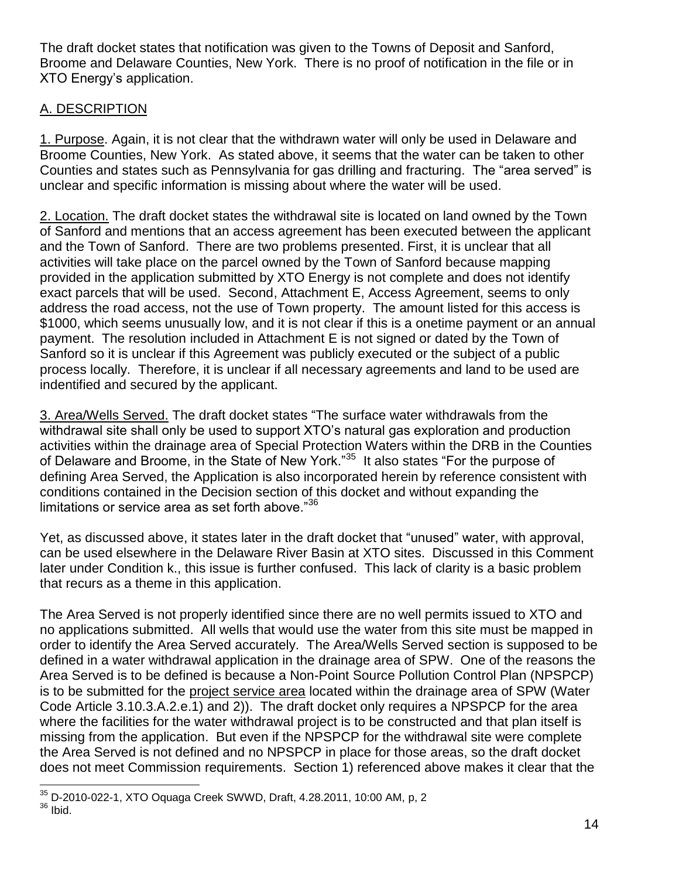The draft docket states that notification was given to the Towns of Deposit and Sanford, Broome and Delaware Counties, New York. There is no proof of notification in the file or in XTO Energy's application.

## A. DESCRIPTION

1. Purpose. Again, it is not clear that the withdrawn water will only be used in Delaware and Broome Counties, New York. As stated above, it seems that the water can be taken to other Counties and states such as Pennsylvania for gas drilling and fracturing. The "area served" is unclear and specific information is missing about where the water will be used.

2. Location. The draft docket states the withdrawal site is located on land owned by the Town of Sanford and mentions that an access agreement has been executed between the applicant and the Town of Sanford. There are two problems presented. First, it is unclear that all activities will take place on the parcel owned by the Town of Sanford because mapping provided in the application submitted by XTO Energy is not complete and does not identify exact parcels that will be used. Second, Attachment E, Access Agreement, seems to only address the road access, not the use of Town property. The amount listed for this access is $1000, which seems unusually low, and it is not clear if this is a onetime payment or an annual payment. The resolution included in Attachment E is not signed or dated by the Town of Sanford so it is unclear if this Agreement was publicly executed or the subject of a public process locally. Therefore, it is unclear if all necessary agreements and land to be used are indentified and secured by the applicant.

3. Area/Wells Served. The draft docket states "The surface water withdrawals from the withdrawal site shall only be used to support XTO's natural gas exploration and production activities within the drainage area of Special Protection Waters within the DRB in the Counties of Delaware and Broome, in the State of New York."[35] It also states "For the purpose of defining Area Served, the Application is also incorporated herein by reference consistent with conditions contained in the Decision section of this docket and without expanding the limitations or service area as set forth above."[36]

Yet, as discussed above, it states later in the draft docket that "unused" water, with approval, can be used elsewhere in the Delaware River Basin at XTO sites. Discussed in this Comment later under Condition k., this issue is further confused. This lack of clarity is a basic problem that recurs as a theme in this application.

The Area Served is not properly identified since there are no well permits issued to XTO and no applications submitted. All wells that would use the water from this site must be mapped in order to identify the Area Served accurately. The Area/Wells Served section is supposed to be defined in a water withdrawal application in the drainage area of SPW. One of the reasons the Area Served is to be defined is because a Non-Point Source Pollution Control Plan (NPSPCP) is to be submitted for the project service area located within the drainage area of SPW (Water Code Article 3.10.3.A.2.e.1) and 2)). The draft docket only requires a NPSPCP for the area where the facilities for the water withdrawal project is to be constructed and that plan itself is missing from the application. But even if the NPSPCP for the withdrawal site were complete the Area Served is not defined and no NPSPCP in place for those areas, so the draft docket does not meet Commission requirements. Section 1) referenced above makes it clear that the

---

[35] D-2010-022-1, XTO Oquaga Creek SWWD, Draft, 4.28.2011, 10:00 AM, p, 2

[36] Ibid.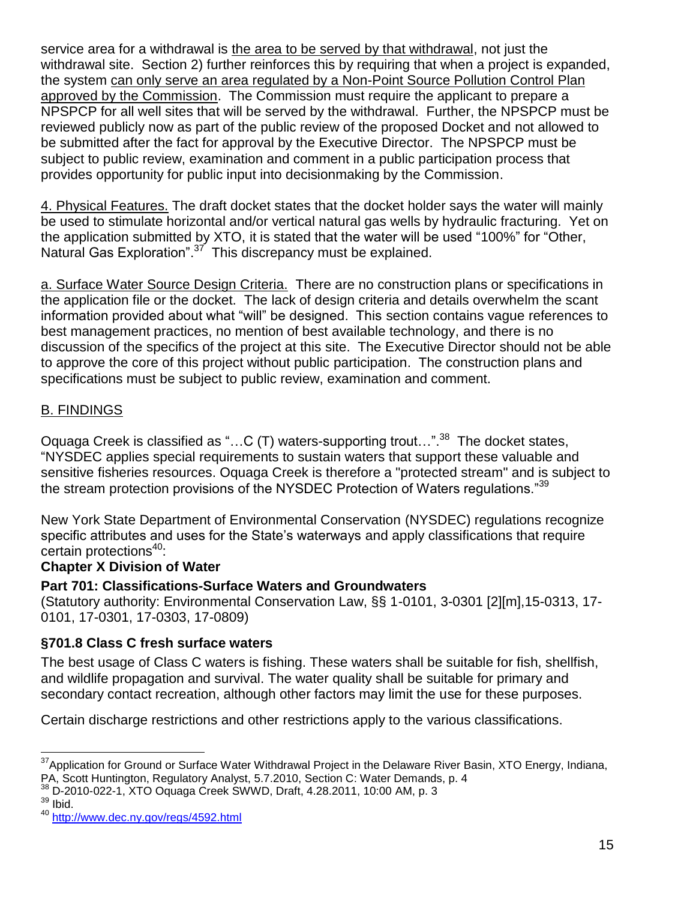service area for a withdrawal is <u>the area to be served by that withdrawal</u>, not just the withdrawal site. Section 2) further reinforces this by requiring that when a project is expanded, the system <u>can only serve an area regulated by a Non-Point Source Pollution Control Plan approved by the Commission</u>. The Commission must require the applicant to prepare a NPSPCP for all well sites that will be served by the withdrawal. Further, the NPSPCP must be reviewed publicly now as part of the public review of the proposed Docket and not allowed to be submitted after the fact for approval by the Executive Director. The NPSPCP must be subject to public review, examination and comment in a public participation process that provides opportunity for public input into decisionmaking by the Commission.

<u>4. Physical Features.</u> The draft docket states that the docket holder says the water will mainly be used to stimulate horizontal and/or vertical natural gas wells by hydraulic fracturing. Yet on the application submitted by XTO, it is stated that the water will be used "100%" for "Other, Natural Gas Exploration".[37] This discrepancy must be explained.

<u>a. Surface Water Source Design Criteria.</u> There are no construction plans or specifications in the application file or the docket. The lack of design criteria and details overwhelm the scant information provided about what "will" be designed. This section contains vague references to best management practices, no mention of best available technology, and there is no discussion of the specifics of the project at this site. The Executive Director should not be able to approve the core of this project without public participation. The construction plans and specifications must be subject to public review, examination and comment.

## <u>B. FINDINGS</u>

Oquaga Creek is classified as "…C (T) waters-supporting trout…".[38] The docket states, "NYSDEC applies special requirements to sustain waters that support these valuable and sensitive fisheries resources. Oquaga Creek is therefore a "protected stream" and is subject to the stream protection provisions of the NYSDEC Protection of Waters regulations."[39]

New York State Department of Environmental Conservation (NYSDEC) regulations recognize specific attributes and uses for the State's waterways and apply classifications that require certain protections[40]:

**Chapter X Division of Water**

**Part 701: Classifications-Surface Waters and Groundwaters**

(Statutory authority: Environmental Conservation Law, §§ 1-0101, 3-0301 [2][m],15-0313, 17-0101, 17-0301, 17-0303, 17-0809)

**§701.8 Class C fresh surface waters**

The best usage of Class C waters is fishing. These waters shall be suitable for fish, shellfish, and wildlife propagation and survival. The water quality shall be suitable for primary and secondary contact recreation, although other factors may limit the use for these purposes.

Certain discharge restrictions and other restrictions apply to the various classifications.

---

[37] Application for Ground or Surface Water Withdrawal Project in the Delaware River Basin, XTO Energy, Indiana, PA, Scott Huntington, Regulatory Analyst, 5.7.2010, Section C: Water Demands, p. 4

[38] D-2010-022-1, XTO Oquaga Creek SWWD, Draft, 4.28.2011, 10:00 AM, p. 3

[39] Ibid.

[40] http://www.dec.ny.gov/regs/4592.html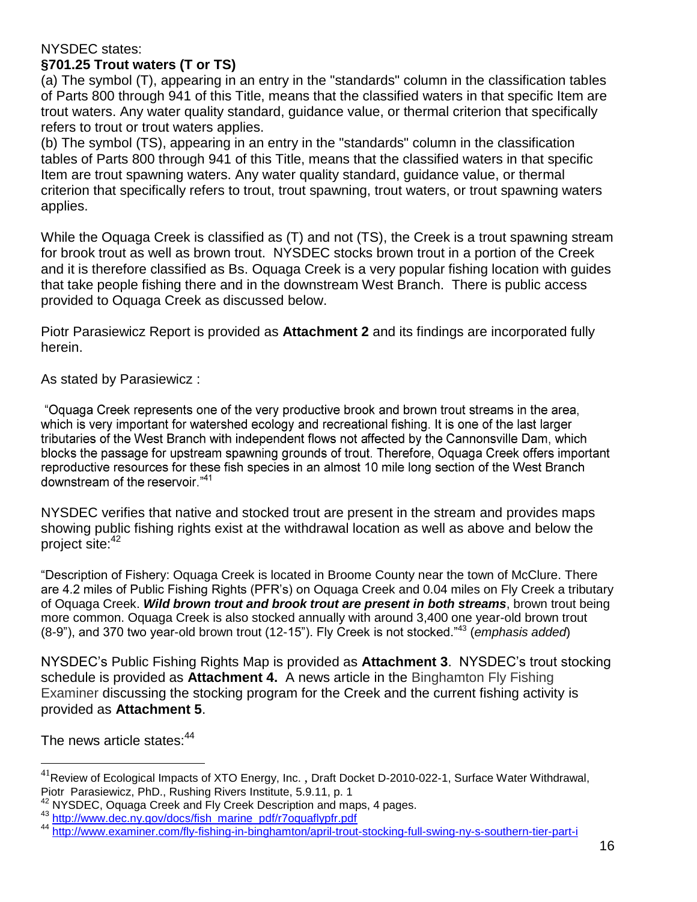NYSDEC states:

**§701.25 Trout waters (T or TS)**

(a) The symbol (T), appearing in an entry in the "standards" column in the classification tables of Parts 800 through 941 of this Title, means that the classified waters in that specific Item are trout waters. Any water quality standard, guidance value, or thermal criterion that specifically refers to trout or trout waters applies.

(b) The symbol (TS), appearing in an entry in the "standards" column in the classification tables of Parts 800 through 941 of this Title, means that the classified waters in that specific Item are trout spawning waters. Any water quality standard, guidance value, or thermal criterion that specifically refers to trout, trout spawning, trout waters, or trout spawning waters applies.

While the Oquaga Creek is classified as (T) and not (TS), the Creek is a trout spawning stream for brook trout as well as brown trout. NYSDEC stocks brown trout in a portion of the Creek and it is therefore classified as Bs. Oquaga Creek is a very popular fishing location with guides that take people fishing there and in the downstream West Branch. There is public access provided to Oquaga Creek as discussed below.

Piotr Parasiewicz Report is provided as **Attachment 2** and its findings are incorporated fully herein.

As stated by Parasiewicz :

"Oquaga Creek represents one of the very productive brook and brown trout streams in the area, which is very important for watershed ecology and recreational fishing. It is one of the last larger tributaries of the West Branch with independent flows not affected by the Cannonsville Dam, which blocks the passage for upstream spawning grounds of trout. Therefore, Oquaga Creek offers important reproductive resources for these fish species in an almost 10 mile long section of the West Branch downstream of the reservoir."[41]

NYSDEC verifies that native and stocked trout are present in the stream and provides maps showing public fishing rights exist at the withdrawal location as well as above and below the project site:[42]

"Description of Fishery: Oquaga Creek is located in Broome County near the town of McClure. There are 4.2 miles of Public Fishing Rights (PFR's) on Oquaga Creek and 0.04 miles on Fly Creek a tributary of Oquaga Creek. ***Wild brown trout and brook trout are present in both streams***, brown trout being more common. Oquaga Creek is also stocked annually with around 3,400 one year-old brown trout (8-9"), and 370 two year-old brown trout (12-15"). Fly Creek is not stocked."[43] (*emphasis added*)

NYSDEC's Public Fishing Rights Map is provided as **Attachment 3**. NYSDEC's trout stocking schedule is provided as **Attachment 4.** A news article in the Binghamton Fly Fishing Examiner discussing the stocking program for the Creek and the current fishing activity is provided as **Attachment 5**.

The news article states:[44]

---

[41] Review of Ecological Impacts of XTO Energy, Inc. , Draft Docket D-2010-022-1, Surface Water Withdrawal, Piotr Parasiewicz, PhD., Rushing Rivers Institute, 5.9.11, p. 1

[42] NYSDEC, Oquaga Creek and Fly Creek Description and maps, 4 pages.

[43] http://www.dec.ny.gov/docs/fish_marine_pdf/r7oquaflypfr.pdf

[44] http://www.examiner.com/fly-fishing-in-binghamton/april-trout-stocking-full-swing-ny-s-southern-tier-part-i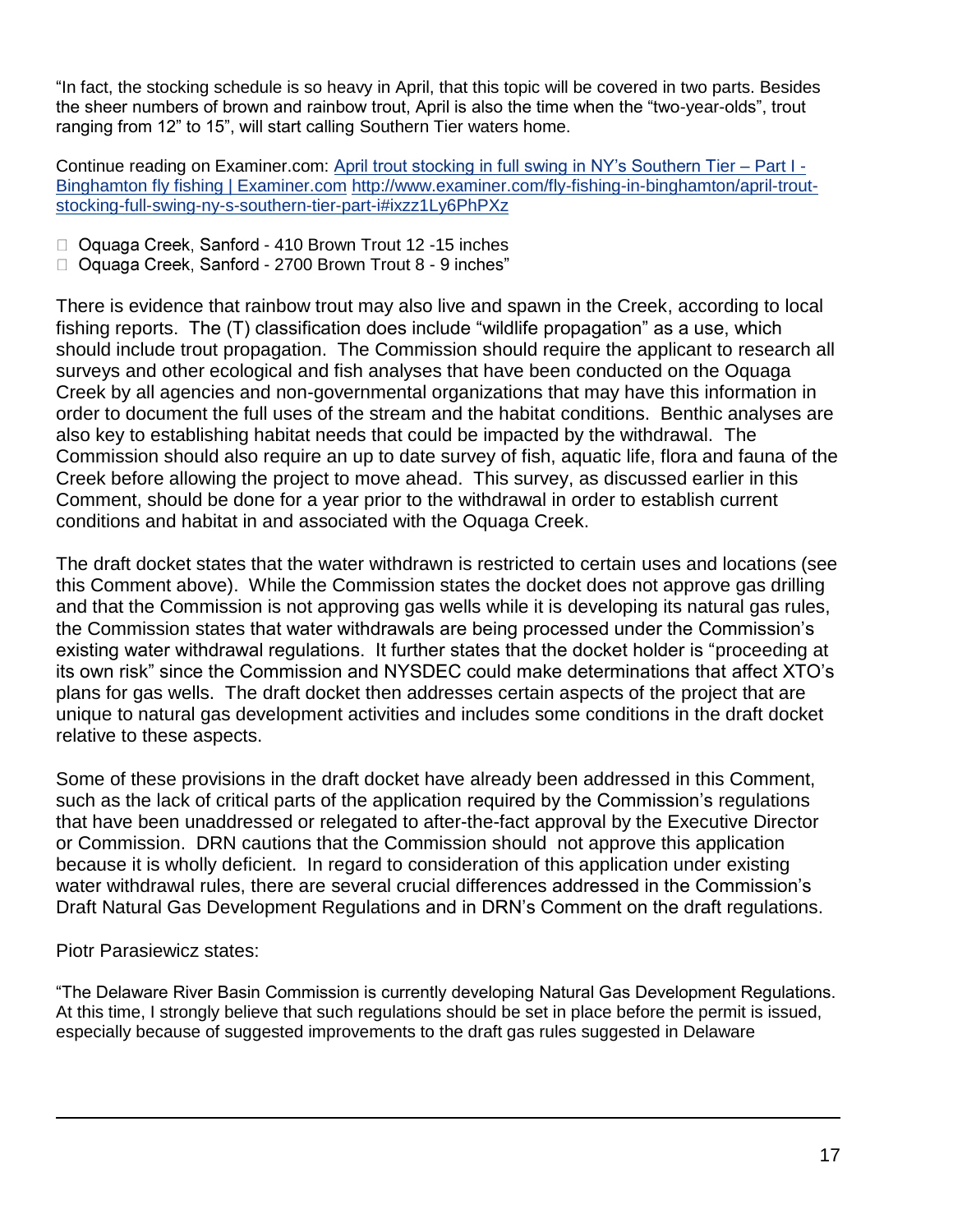"In fact, the stocking schedule is so heavy in April, that this topic will be covered in two parts. Besides the sheer numbers of brown and rainbow trout, April is also the time when the "two-year-olds", trout ranging from 12" to 15", will start calling Southern Tier waters home.

Continue reading on Examiner.com: [April trout stocking in full swing in NY's Southern Tier – Part I - Binghamton fly fishing | Examiner.com](http://www.examiner.com/fly-fishing-in-binghamton/april-trout-stocking-full-swing-ny-s-southern-tier-part-i#ixzz1Ly6PhPXz) http://www.examiner.com/fly-fishing-in-binghamton/april-trout-stocking-full-swing-ny-s-southern-tier-part-i#ixzz1Ly6PhPXz

- Oquaga Creek, Sanford - 410 Brown Trout 12 -15 inches
- Oquaga Creek, Sanford - 2700 Brown Trout 8 - 9 inches"

There is evidence that rainbow trout may also live and spawn in the Creek, according to local fishing reports. The (T) classification does include "wildlife propagation" as a use, which should include trout propagation. The Commission should require the applicant to research all surveys and other ecological and fish analyses that have been conducted on the Oquaga Creek by all agencies and non-governmental organizations that may have this information in order to document the full uses of the stream and the habitat conditions. Benthic analyses are also key to establishing habitat needs that could be impacted by the withdrawal. The Commission should also require an up to date survey of fish, aquatic life, flora and fauna of the Creek before allowing the project to move ahead. This survey, as discussed earlier in this Comment, should be done for a year prior to the withdrawal in order to establish current conditions and habitat in and associated with the Oquaga Creek.

The draft docket states that the water withdrawn is restricted to certain uses and locations (see this Comment above). While the Commission states the docket does not approve gas drilling and that the Commission is not approving gas wells while it is developing its natural gas rules, the Commission states that water withdrawals are being processed under the Commission's existing water withdrawal regulations. It further states that the docket holder is "proceeding at its own risk" since the Commission and NYSDEC could make determinations that affect XTO's plans for gas wells. The draft docket then addresses certain aspects of the project that are unique to natural gas development activities and includes some conditions in the draft docket relative to these aspects.

Some of these provisions in the draft docket have already been addressed in this Comment, such as the lack of critical parts of the application required by the Commission's regulations that have been unaddressed or relegated to after-the-fact approval by the Executive Director or Commission. DRN cautions that the Commission should not approve this application because it is wholly deficient. In regard to consideration of this application under existing water withdrawal rules, there are several crucial differences addressed in the Commission's Draft Natural Gas Development Regulations and in DRN's Comment on the draft regulations.

Piotr Parasiewicz states:

"The Delaware River Basin Commission is currently developing Natural Gas Development Regulations. At this time, I strongly believe that such regulations should be set in place before the permit is issued, especially because of suggested improvements to the draft gas rules suggested in Delaware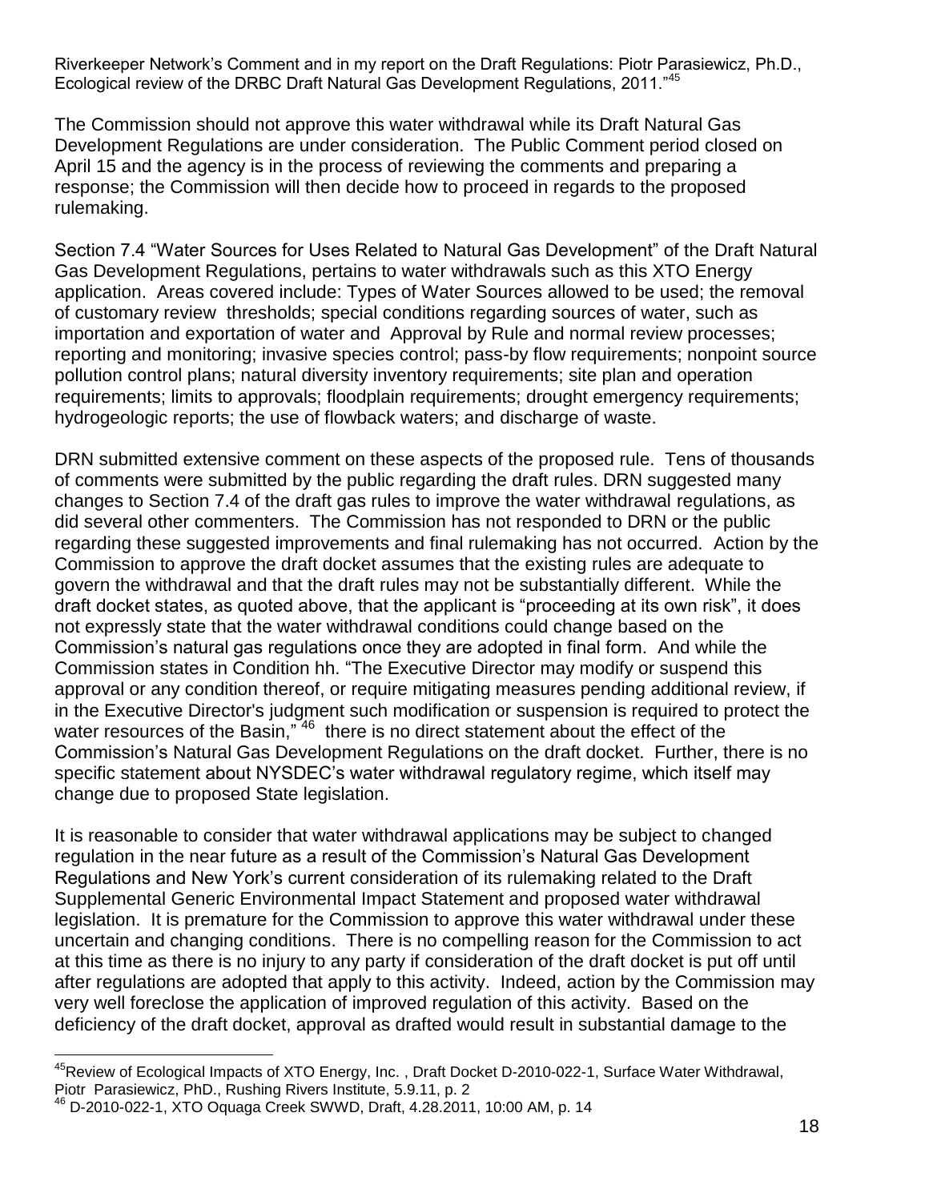Riverkeeper Network's Comment and in my report on the Draft Regulations: Piotr Parasiewicz, Ph.D., Ecological review of the DRBC Draft Natural Gas Development Regulations, 2011."[45]

The Commission should not approve this water withdrawal while its Draft Natural Gas Development Regulations are under consideration. The Public Comment period closed on April 15 and the agency is in the process of reviewing the comments and preparing a response; the Commission will then decide how to proceed in regards to the proposed rulemaking.

Section 7.4 "Water Sources for Uses Related to Natural Gas Development" of the Draft Natural Gas Development Regulations, pertains to water withdrawals such as this XTO Energy application. Areas covered include: Types of Water Sources allowed to be used; the removal of customary review thresholds; special conditions regarding sources of water, such as importation and exportation of water and Approval by Rule and normal review processes; reporting and monitoring; invasive species control; pass-by flow requirements; nonpoint source pollution control plans; natural diversity inventory requirements; site plan and operation requirements; limits to approvals; floodplain requirements; drought emergency requirements; hydrogeologic reports; the use of flowback waters; and discharge of waste.

DRN submitted extensive comment on these aspects of the proposed rule. Tens of thousands of comments were submitted by the public regarding the draft rules. DRN suggested many changes to Section 7.4 of the draft gas rules to improve the water withdrawal regulations, as did several other commenters. The Commission has not responded to DRN or the public regarding these suggested improvements and final rulemaking has not occurred. Action by the Commission to approve the draft docket assumes that the existing rules are adequate to govern the withdrawal and that the draft rules may not be substantially different. While the draft docket states, as quoted above, that the applicant is "proceeding at its own risk", it does not expressly state that the water withdrawal conditions could change based on the Commission's natural gas regulations once they are adopted in final form. And while the Commission states in Condition hh. "The Executive Director may modify or suspend this approval or any condition thereof, or require mitigating measures pending additional review, if in the Executive Director's judgment such modification or suspension is required to protect the water resources of the Basin,"[46] there is no direct statement about the effect of the Commission's Natural Gas Development Regulations on the draft docket. Further, there is no specific statement about NYSDEC's water withdrawal regulatory regime, which itself may change due to proposed State legislation.

It is reasonable to consider that water withdrawal applications may be subject to changed regulation in the near future as a result of the Commission's Natural Gas Development Regulations and New York's current consideration of its rulemaking related to the Draft Supplemental Generic Environmental Impact Statement and proposed water withdrawal legislation. It is premature for the Commission to approve this water withdrawal under these uncertain and changing conditions. There is no compelling reason for the Commission to act at this time as there is no injury to any party if consideration of the draft docket is put off until after regulations are adopted that apply to this activity. Indeed, action by the Commission may very well foreclose the application of improved regulation of this activity. Based on the deficiency of the draft docket, approval as drafted would result in substantial damage to the

---

[45] Review of Ecological Impacts of XTO Energy, Inc. , Draft Docket D-2010-022-1, Surface Water Withdrawal, Piotr Parasiewicz, PhD., Rushing Rivers Institute, 5.9.11, p. 2

[46] D-2010-022-1, XTO Oquaga Creek SWWD, Draft, 4.28.2011, 10:00 AM, p. 14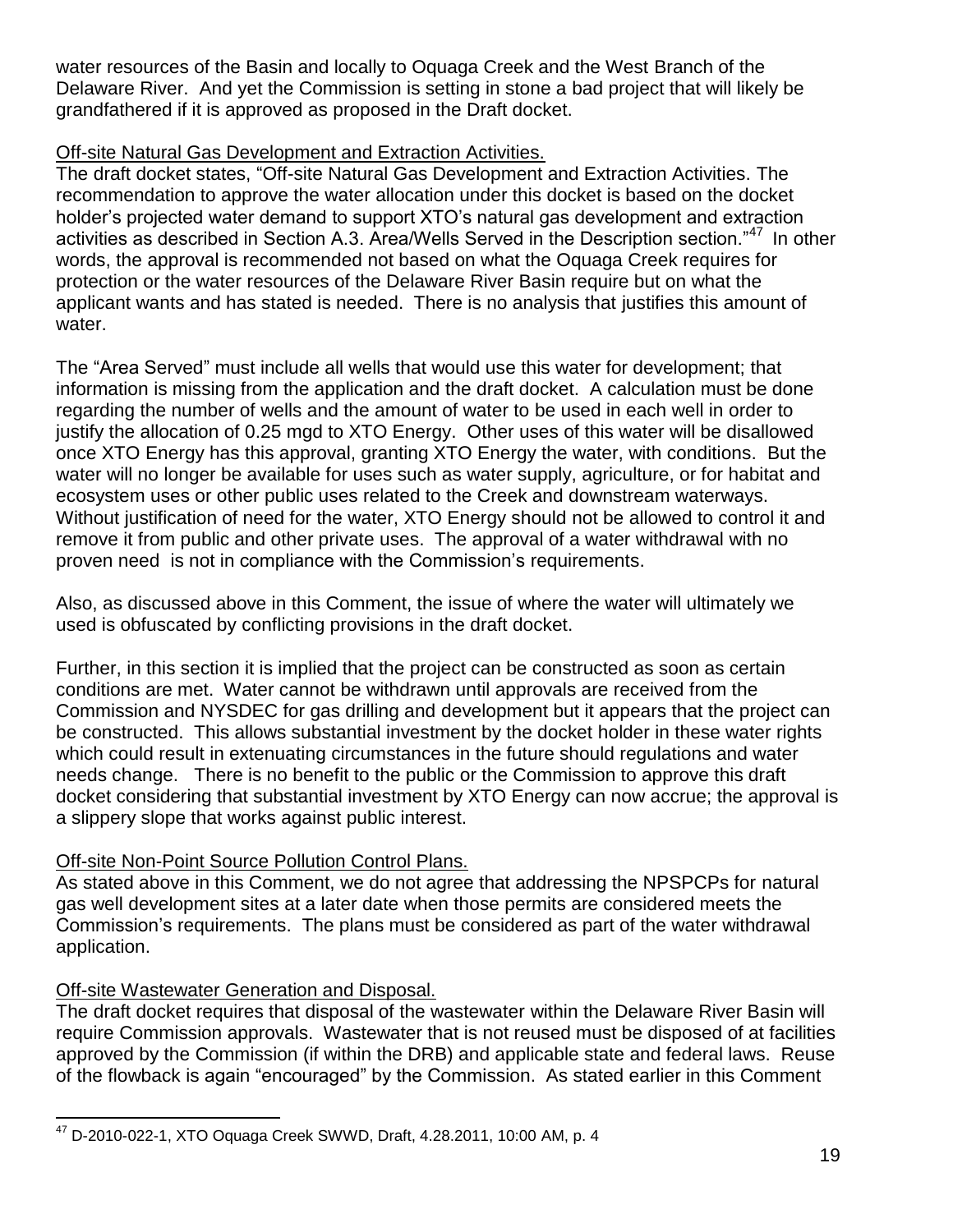water resources of the Basin and locally to Oquaga Creek and the West Branch of the Delaware River. And yet the Commission is setting in stone a bad project that will likely be grandfathered if it is approved as proposed in the Draft docket.

Off-site Natural Gas Development and Extraction Activities.

The draft docket states, "Off-site Natural Gas Development and Extraction Activities. The recommendation to approve the water allocation under this docket is based on the docket holder's projected water demand to support XTO's natural gas development and extraction activities as described in Section A.3. Area/Wells Served in the Description section."[47] In other words, the approval is recommended not based on what the Oquaga Creek requires for protection or the water resources of the Delaware River Basin require but on what the applicant wants and has stated is needed. There is no analysis that justifies this amount of water.

The "Area Served" must include all wells that would use this water for development; that information is missing from the application and the draft docket. A calculation must be done regarding the number of wells and the amount of water to be used in each well in order to justify the allocation of 0.25 mgd to XTO Energy. Other uses of this water will be disallowed once XTO Energy has this approval, granting XTO Energy the water, with conditions. But the water will no longer be available for uses such as water supply, agriculture, or for habitat and ecosystem uses or other public uses related to the Creek and downstream waterways. Without justification of need for the water, XTO Energy should not be allowed to control it and remove it from public and other private uses. The approval of a water withdrawal with no proven need is not in compliance with the Commission's requirements.

Also, as discussed above in this Comment, the issue of where the water will ultimately we used is obfuscated by conflicting provisions in the draft docket.

Further, in this section it is implied that the project can be constructed as soon as certain conditions are met. Water cannot be withdrawn until approvals are received from the Commission and NYSDEC for gas drilling and development but it appears that the project can be constructed. This allows substantial investment by the docket holder in these water rights which could result in extenuating circumstances in the future should regulations and water needs change. There is no benefit to the public or the Commission to approve this draft docket considering that substantial investment by XTO Energy can now accrue; the approval is a slippery slope that works against public interest.

Off-site Non-Point Source Pollution Control Plans.

As stated above in this Comment, we do not agree that addressing the NPSPCPs for natural gas well development sites at a later date when those permits are considered meets the Commission's requirements. The plans must be considered as part of the water withdrawal application.

Off-site Wastewater Generation and Disposal.

The draft docket requires that disposal of the wastewater within the Delaware River Basin will require Commission approvals. Wastewater that is not reused must be disposed of at facilities approved by the Commission (if within the DRB) and applicable state and federal laws. Reuse of the flowback is again "encouraged" by the Commission. As stated earlier in this Comment

[47] D-2010-022-1, XTO Oquaga Creek SWWD, Draft, 4.28.2011, 10:00 AM, p. 4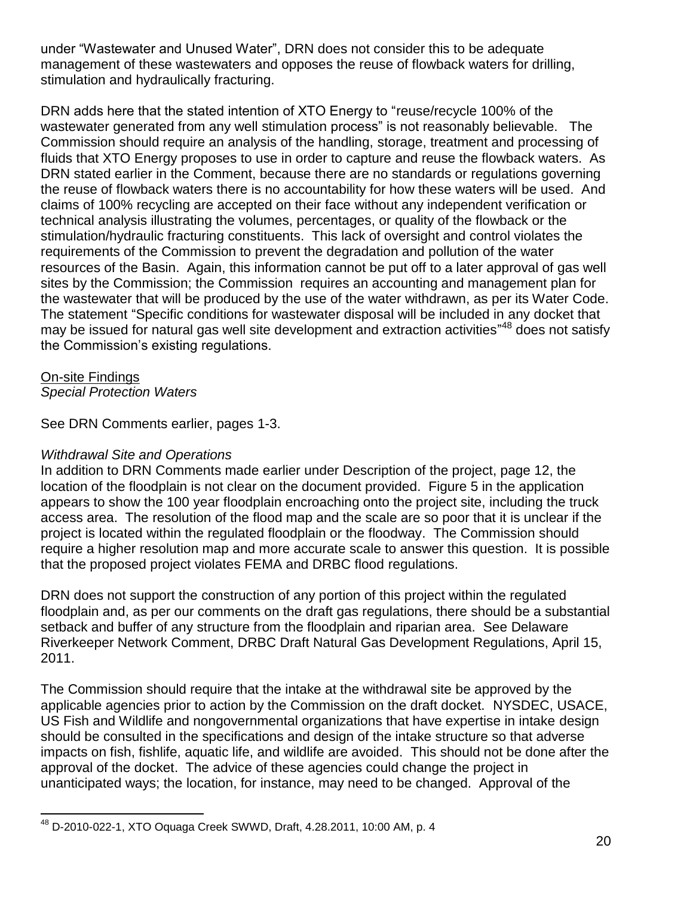under "Wastewater and Unused Water", DRN does not consider this to be adequate management of these wastewaters and opposes the reuse of flowback waters for drilling, stimulation and hydraulically fracturing.

DRN adds here that the stated intention of XTO Energy to "reuse/recycle 100% of the wastewater generated from any well stimulation process" is not reasonably believable. The Commission should require an analysis of the handling, storage, treatment and processing of fluids that XTO Energy proposes to use in order to capture and reuse the flowback waters. As DRN stated earlier in the Comment, because there are no standards or regulations governing the reuse of flowback waters there is no accountability for how these waters will be used. And claims of 100% recycling are accepted on their face without any independent verification or technical analysis illustrating the volumes, percentages, or quality of the flowback or the stimulation/hydraulic fracturing constituents. This lack of oversight and control violates the requirements of the Commission to prevent the degradation and pollution of the water resources of the Basin. Again, this information cannot be put off to a later approval of gas well sites by the Commission; the Commission requires an accounting and management plan for the wastewater that will be produced by the use of the water withdrawn, as per its Water Code. The statement "Specific conditions for wastewater disposal will be included in any docket that may be issued for natural gas well site development and extraction activities"[48] does not satisfy the Commission's existing regulations.

<u>On-site Findings</u>
*Special Protection Waters*

See DRN Comments earlier, pages 1-3.

*Withdrawal Site and Operations*
In addition to DRN Comments made earlier under Description of the project, page 12, the location of the floodplain is not clear on the document provided. Figure 5 in the application appears to show the 100 year floodplain encroaching onto the project site, including the truck access area. The resolution of the flood map and the scale are so poor that it is unclear if the project is located within the regulated floodplain or the floodway. The Commission should require a higher resolution map and more accurate scale to answer this question. It is possible that the proposed project violates FEMA and DRBC flood regulations.

DRN does not support the construction of any portion of this project within the regulated floodplain and, as per our comments on the draft gas regulations, there should be a substantial setback and buffer of any structure from the floodplain and riparian area. See Delaware Riverkeeper Network Comment, DRBC Draft Natural Gas Development Regulations, April 15, 2011.

The Commission should require that the intake at the withdrawal site be approved by the applicable agencies prior to action by the Commission on the draft docket. NYSDEC, USACE, US Fish and Wildlife and nongovernmental organizations that have expertise in intake design should be consulted in the specifications and design of the intake structure so that adverse impacts on fish, fishlife, aquatic life, and wildlife are avoided. This should not be done after the approval of the docket. The advice of these agencies could change the project in unanticipated ways; the location, for instance, may need to be changed. Approval of the

[48] D-2010-022-1, XTO Oquaga Creek SWWD, Draft, 4.28.2011, 10:00 AM, p. 4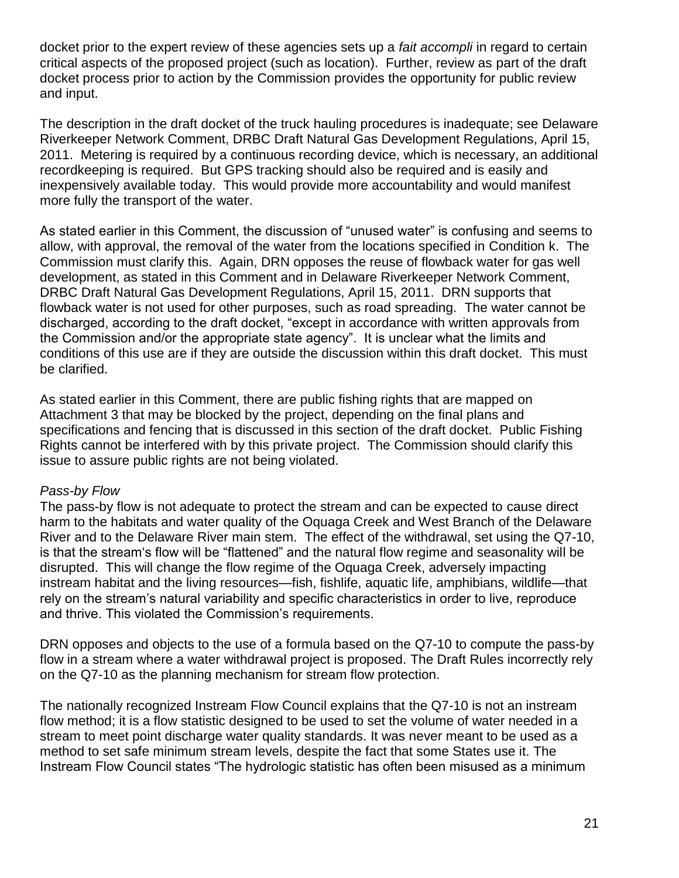docket prior to the expert review of these agencies sets up a *fait accompli* in regard to certain critical aspects of the proposed project (such as location). Further, review as part of the draft docket process prior to action by the Commission provides the opportunity for public review and input.

The description in the draft docket of the truck hauling procedures is inadequate; see Delaware Riverkeeper Network Comment, DRBC Draft Natural Gas Development Regulations, April 15, 2011. Metering is required by a continuous recording device, which is necessary, an additional recordkeeping is required. But GPS tracking should also be required and is easily and inexpensively available today. This would provide more accountability and would manifest more fully the transport of the water.

As stated earlier in this Comment, the discussion of "unused water" is confusing and seems to allow, with approval, the removal of the water from the locations specified in Condition k. The Commission must clarify this. Again, DRN opposes the reuse of flowback water for gas well development, as stated in this Comment and in Delaware Riverkeeper Network Comment, DRBC Draft Natural Gas Development Regulations, April 15, 2011. DRN supports that flowback water is not used for other purposes, such as road spreading. The water cannot be discharged, according to the draft docket, "except in accordance with written approvals from the Commission and/or the appropriate state agency". It is unclear what the limits and conditions of this use are if they are outside the discussion within this draft docket. This must be clarified.

As stated earlier in this Comment, there are public fishing rights that are mapped on Attachment 3 that may be blocked by the project, depending on the final plans and specifications and fencing that is discussed in this section of the draft docket. Public Fishing Rights cannot be interfered with by this private project. The Commission should clarify this issue to assure public rights are not being violated.

*Pass-by Flow*

The pass-by flow is not adequate to protect the stream and can be expected to cause direct harm to the habitats and water quality of the Oquaga Creek and West Branch of the Delaware River and to the Delaware River main stem. The effect of the withdrawal, set using the Q7-10, is that the stream's flow will be "flattened" and the natural flow regime and seasonality will be disrupted. This will change the flow regime of the Oquaga Creek, adversely impacting instream habitat and the living resources—fish, fishlife, aquatic life, amphibians, wildlife—that rely on the stream's natural variability and specific characteristics in order to live, reproduce and thrive. This violated the Commission's requirements.

DRN opposes and objects to the use of a formula based on the Q7-10 to compute the pass-by flow in a stream where a water withdrawal project is proposed. The Draft Rules incorrectly rely on the Q7-10 as the planning mechanism for stream flow protection.

The nationally recognized Instream Flow Council explains that the Q7-10 is not an instream flow method; it is a flow statistic designed to be used to set the volume of water needed in a stream to meet point discharge water quality standards. It was never meant to be used as a method to set safe minimum stream levels, despite the fact that some States use it. The Instream Flow Council states "The hydrologic statistic has often been misused as a minimum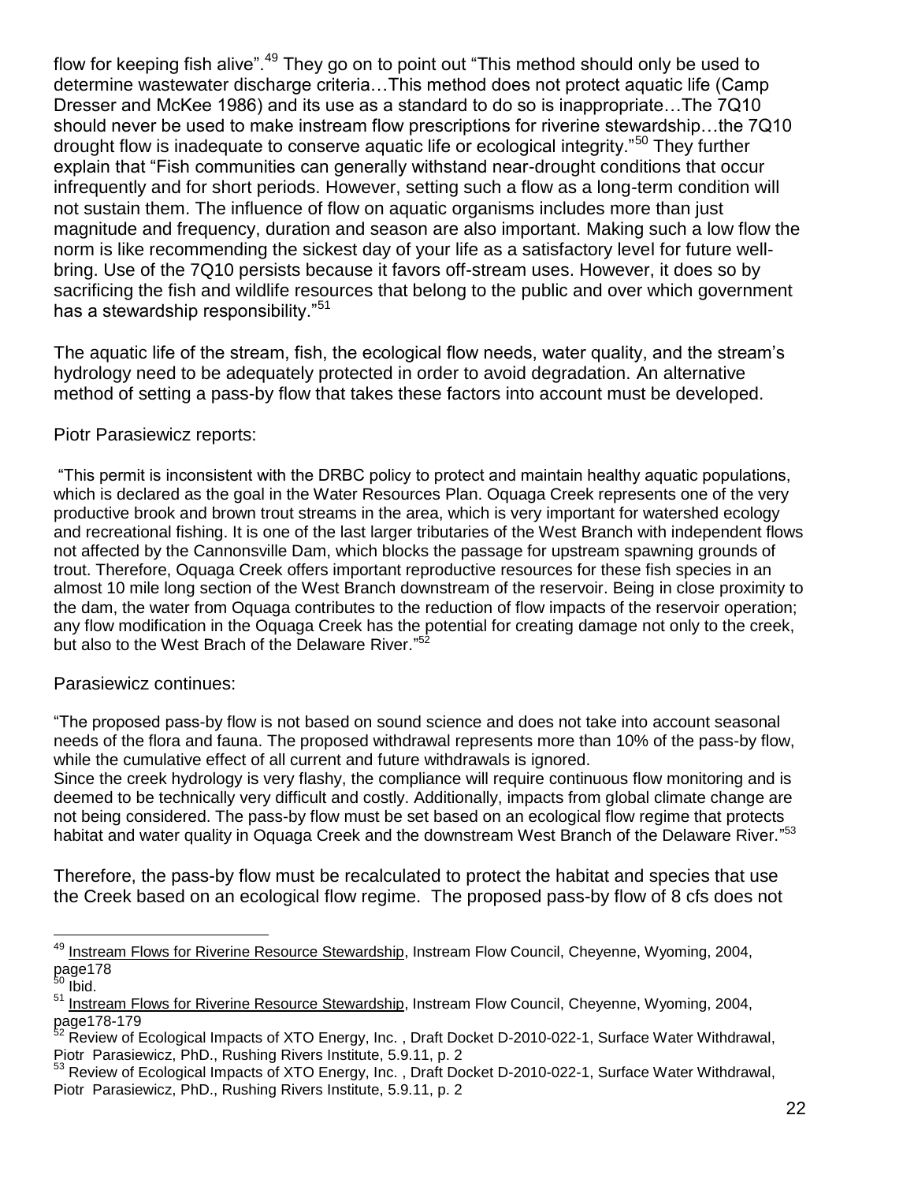flow for keeping fish alive".[49] They go on to point out "This method should only be used to determine wastewater discharge criteria…This method does not protect aquatic life (Camp Dresser and McKee 1986) and its use as a standard to do so is inappropriate…The 7Q10 should never be used to make instream flow prescriptions for riverine stewardship…the 7Q10 drought flow is inadequate to conserve aquatic life or ecological integrity."[50] They further explain that "Fish communities can generally withstand near-drought conditions that occur infrequently and for short periods. However, setting such a flow as a long-term condition will not sustain them. The influence of flow on aquatic organisms includes more than just magnitude and frequency, duration and season are also important. Making such a low flow the norm is like recommending the sickest day of your life as a satisfactory level for future well-bring. Use of the 7Q10 persists because it favors off-stream uses. However, it does so by sacrificing the fish and wildlife resources that belong to the public and over which government has a stewardship responsibility."[51]

The aquatic life of the stream, fish, the ecological flow needs, water quality, and the stream's hydrology need to be adequately protected in order to avoid degradation. An alternative method of setting a pass-by flow that takes these factors into account must be developed.

Piotr Parasiewicz reports:

"This permit is inconsistent with the DRBC policy to protect and maintain healthy aquatic populations, which is declared as the goal in the Water Resources Plan. Oquaga Creek represents one of the very productive brook and brown trout streams in the area, which is very important for watershed ecology and recreational fishing. It is one of the last larger tributaries of the West Branch with independent flows not affected by the Cannonsville Dam, which blocks the passage for upstream spawning grounds of trout. Therefore, Oquaga Creek offers important reproductive resources for these fish species in an almost 10 mile long section of the West Branch downstream of the reservoir. Being in close proximity to the dam, the water from Oquaga contributes to the reduction of flow impacts of the reservoir operation; any flow modification in the Oquaga Creek has the potential for creating damage not only to the creek, but also to the West Brach of the Delaware River."[52]

Parasiewicz continues:

"The proposed pass-by flow is not based on sound science and does not take into account seasonal needs of the flora and fauna. The proposed withdrawal represents more than 10% of the pass-by flow, while the cumulative effect of all current and future withdrawals is ignored.
Since the creek hydrology is very flashy, the compliance will require continuous flow monitoring and is deemed to be technically very difficult and costly. Additionally, impacts from global climate change are not being considered. The pass-by flow must be set based on an ecological flow regime that protects habitat and water quality in Oquaga Creek and the downstream West Branch of the Delaware River."[53]

Therefore, the pass-by flow must be recalculated to protect the habitat and species that use the Creek based on an ecological flow regime. The proposed pass-by flow of 8 cfs does not

---

[49] Instream Flows for Riverine Resource Stewardship, Instream Flow Council, Cheyenne, Wyoming, 2004, page178

[50] Ibid.

[51] Instream Flows for Riverine Resource Stewardship, Instream Flow Council, Cheyenne, Wyoming, 2004, page178-179

[52] Review of Ecological Impacts of XTO Energy, Inc. , Draft Docket D-2010-022-1, Surface Water Withdrawal, Piotr Parasiewicz, PhD., Rushing Rivers Institute, 5.9.11, p. 2

[53] Review of Ecological Impacts of XTO Energy, Inc. , Draft Docket D-2010-022-1, Surface Water Withdrawal, Piotr Parasiewicz, PhD., Rushing Rivers Institute, 5.9.11, p. 2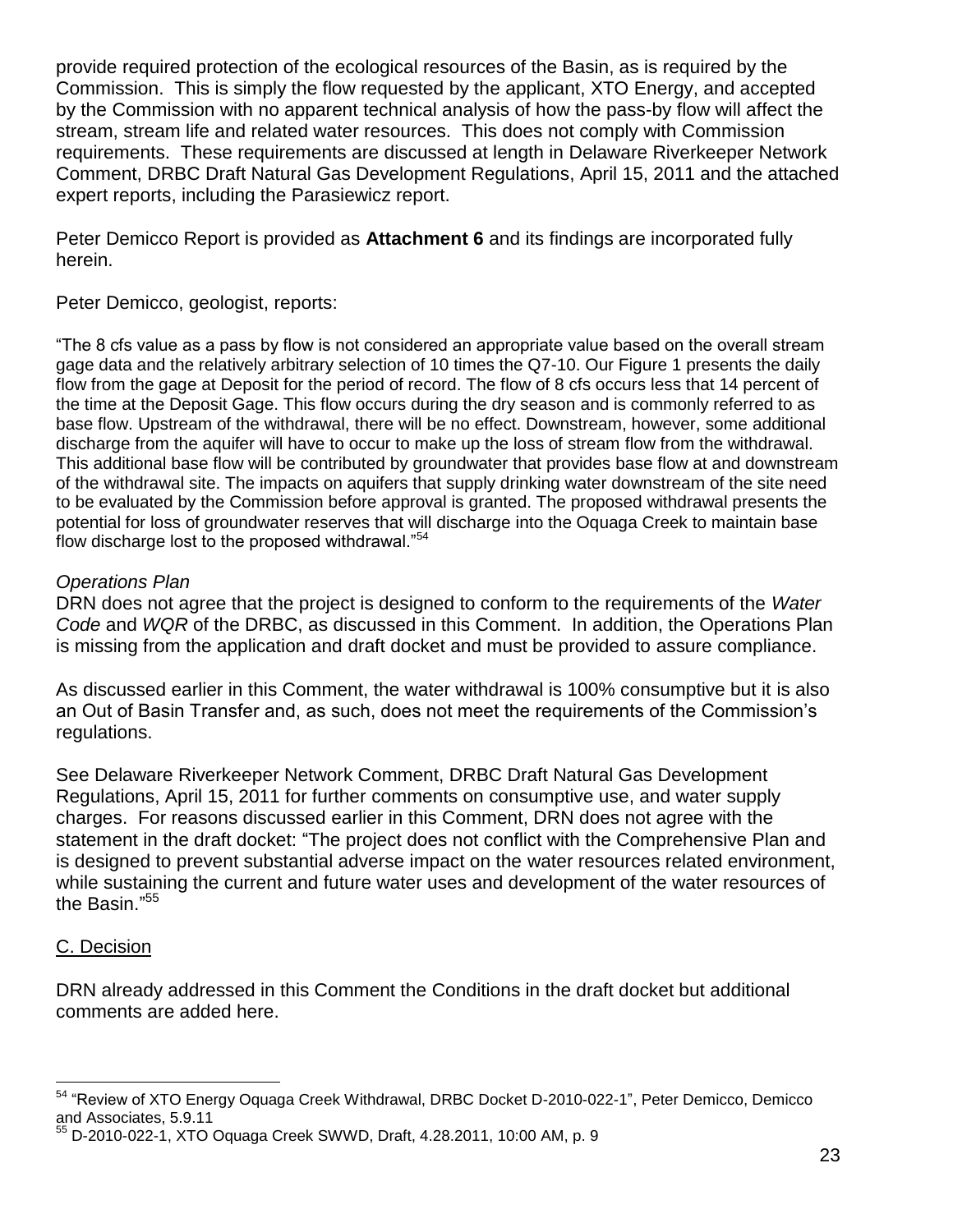provide required protection of the ecological resources of the Basin, as is required by the Commission. This is simply the flow requested by the applicant, XTO Energy, and accepted by the Commission with no apparent technical analysis of how the pass-by flow will affect the stream, stream life and related water resources. This does not comply with Commission requirements. These requirements are discussed at length in Delaware Riverkeeper Network Comment, DRBC Draft Natural Gas Development Regulations, April 15, 2011 and the attached expert reports, including the Parasiewicz report.

Peter Demicco Report is provided as **Attachment 6** and its findings are incorporated fully herein.

Peter Demicco, geologist, reports:

"The 8 cfs value as a pass by flow is not considered an appropriate value based on the overall stream gage data and the relatively arbitrary selection of 10 times the Q7-10. Our Figure 1 presents the daily flow from the gage at Deposit for the period of record. The flow of 8 cfs occurs less that 14 percent of the time at the Deposit Gage. This flow occurs during the dry season and is commonly referred to as base flow. Upstream of the withdrawal, there will be no effect. Downstream, however, some additional discharge from the aquifer will have to occur to make up the loss of stream flow from the withdrawal. This additional base flow will be contributed by groundwater that provides base flow at and downstream of the withdrawal site. The impacts on aquifers that supply drinking water downstream of the site need to be evaluated by the Commission before approval is granted. The proposed withdrawal presents the potential for loss of groundwater reserves that will discharge into the Oquaga Creek to maintain base flow discharge lost to the proposed withdrawal."[54]

*Operations Plan*

DRN does not agree that the project is designed to conform to the requirements of the *Water Code* and *WQR* of the DRBC, as discussed in this Comment. In addition, the Operations Plan is missing from the application and draft docket and must be provided to assure compliance.

As discussed earlier in this Comment, the water withdrawal is 100% consumptive but it is also an Out of Basin Transfer and, as such, does not meet the requirements of the Commission's regulations.

See Delaware Riverkeeper Network Comment, DRBC Draft Natural Gas Development Regulations, April 15, 2011 for further comments on consumptive use, and water supply charges. For reasons discussed earlier in this Comment, DRN does not agree with the statement in the draft docket: "The project does not conflict with the Comprehensive Plan and is designed to prevent substantial adverse impact on the water resources related environment, while sustaining the current and future water uses and development of the water resources of the Basin."[55]

C. Decision

DRN already addressed in this Comment the Conditions in the draft docket but additional comments are added here.

---

[54] "Review of XTO Energy Oquaga Creek Withdrawal, DRBC Docket D-2010-022-1", Peter Demicco, Demicco and Associates, 5.9.11

[55] D-2010-022-1, XTO Oquaga Creek SWWD, Draft, 4.28.2011, 10:00 AM, p. 9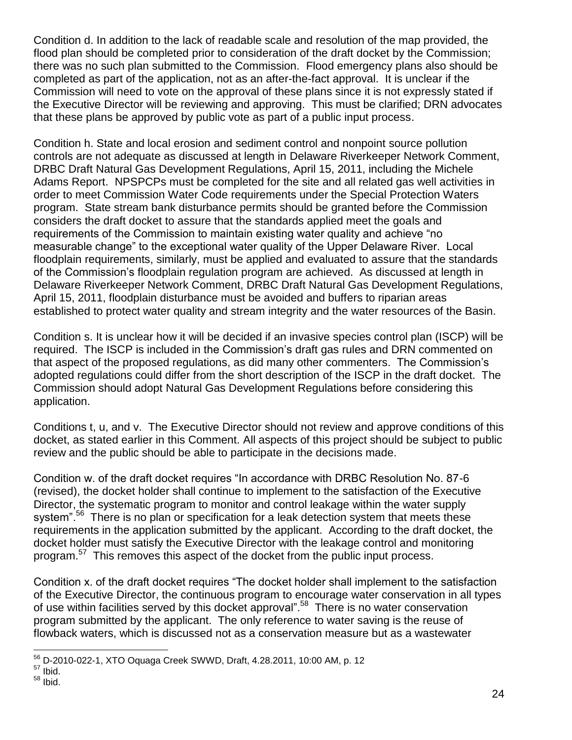Condition d. In addition to the lack of readable scale and resolution of the map provided, the flood plan should be completed prior to consideration of the draft docket by the Commission; there was no such plan submitted to the Commission. Flood emergency plans also should be completed as part of the application, not as an after-the-fact approval. It is unclear if the Commission will need to vote on the approval of these plans since it is not expressly stated if the Executive Director will be reviewing and approving. This must be clarified; DRN advocates that these plans be approved by public vote as part of a public input process.

Condition h. State and local erosion and sediment control and nonpoint source pollution controls are not adequate as discussed at length in Delaware Riverkeeper Network Comment, DRBC Draft Natural Gas Development Regulations, April 15, 2011, including the Michele Adams Report. NPSPCPs must be completed for the site and all related gas well activities in order to meet Commission Water Code requirements under the Special Protection Waters program. State stream bank disturbance permits should be granted before the Commission considers the draft docket to assure that the standards applied meet the goals and requirements of the Commission to maintain existing water quality and achieve "no measurable change" to the exceptional water quality of the Upper Delaware River. Local floodplain requirements, similarly, must be applied and evaluated to assure that the standards of the Commission's floodplain regulation program are achieved. As discussed at length in Delaware Riverkeeper Network Comment, DRBC Draft Natural Gas Development Regulations, April 15, 2011, floodplain disturbance must be avoided and buffers to riparian areas established to protect water quality and stream integrity and the water resources of the Basin.

Condition s. It is unclear how it will be decided if an invasive species control plan (ISCP) will be required. The ISCP is included in the Commission's draft gas rules and DRN commented on that aspect of the proposed regulations, as did many other commenters. The Commission's adopted regulations could differ from the short description of the ISCP in the draft docket. The Commission should adopt Natural Gas Development Regulations before considering this application.

Conditions t, u, and v. The Executive Director should not review and approve conditions of this docket, as stated earlier in this Comment. All aspects of this project should be subject to public review and the public should be able to participate in the decisions made.

Condition w. of the draft docket requires "In accordance with DRBC Resolution No. 87-6 (revised), the docket holder shall continue to implement to the satisfaction of the Executive Director, the systematic program to monitor and control leakage within the water supply system".[56] There is no plan or specification for a leak detection system that meets these requirements in the application submitted by the applicant. According to the draft docket, the docket holder must satisfy the Executive Director with the leakage control and monitoring program.[57] This removes this aspect of the docket from the public input process.

Condition x. of the draft docket requires "The docket holder shall implement to the satisfaction of the Executive Director, the continuous program to encourage water conservation in all types of use within facilities served by this docket approval".[58] There is no water conservation program submitted by the applicant. The only reference to water saving is the reuse of flowback waters, which is discussed not as a conservation measure but as a wastewater

---

[56] D-2010-022-1, XTO Oquaga Creek SWWD, Draft, 4.28.2011, 10:00 AM, p. 12

[57] Ibid.

[58] Ibid.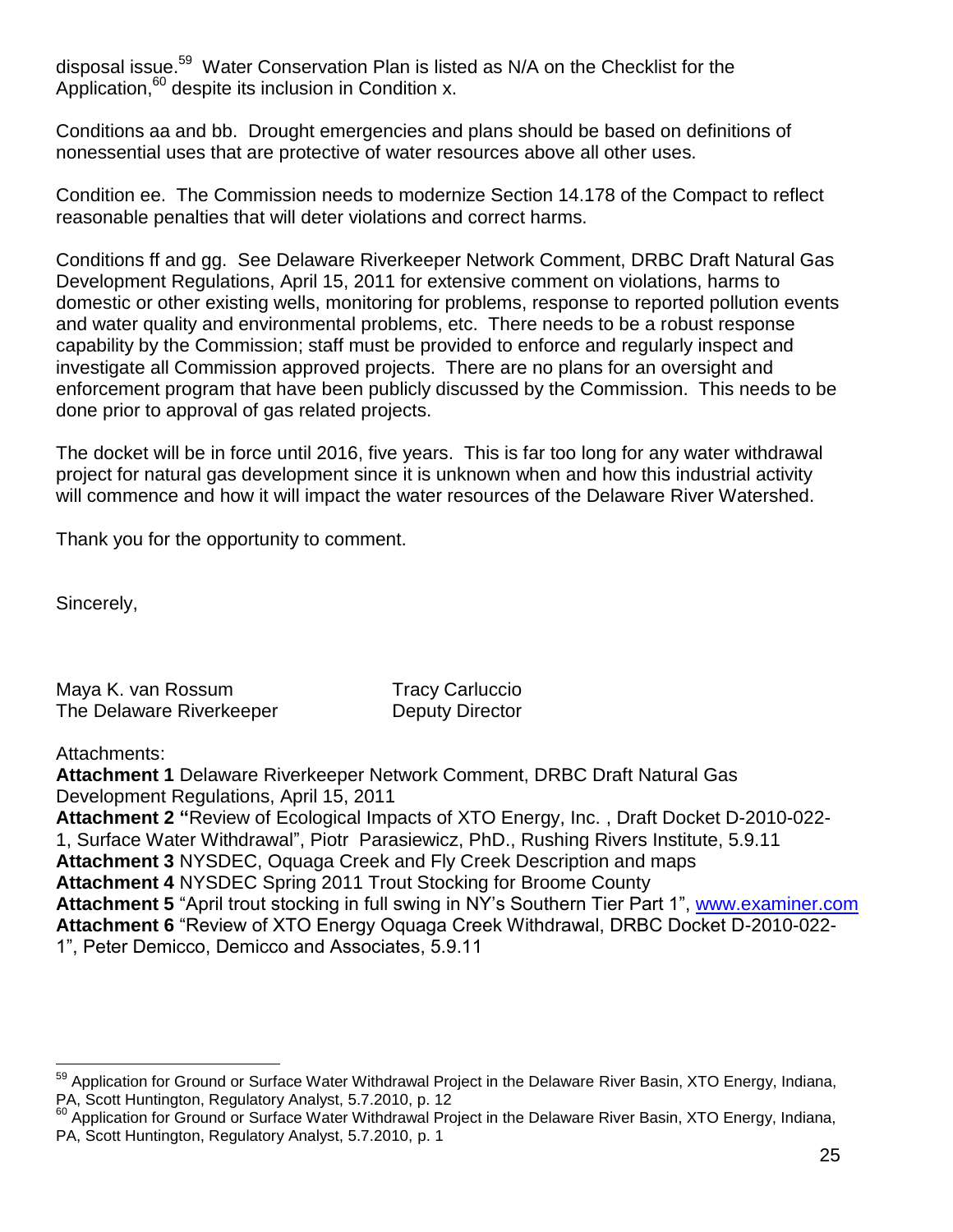disposal issue.[59] Water Conservation Plan is listed as N/A on the Checklist for the Application,[60] despite its inclusion in Condition x.

Conditions aa and bb. Drought emergencies and plans should be based on definitions of nonessential uses that are protective of water resources above all other uses.

Condition ee. The Commission needs to modernize Section 14.178 of the Compact to reflect reasonable penalties that will deter violations and correct harms.

Conditions ff and gg. See Delaware Riverkeeper Network Comment, DRBC Draft Natural Gas Development Regulations, April 15, 2011 for extensive comment on violations, harms to domestic or other existing wells, monitoring for problems, response to reported pollution events and water quality and environmental problems, etc. There needs to be a robust response capability by the Commission; staff must be provided to enforce and regularly inspect and investigate all Commission approved projects. There are no plans for an oversight and enforcement program that have been publicly discussed by the Commission. This needs to be done prior to approval of gas related projects.

The docket will be in force until 2016, five years. This is far too long for any water withdrawal project for natural gas development since it is unknown when and how this industrial activity will commence and how it will impact the water resources of the Delaware River Watershed.

Thank you for the opportunity to comment.

Sincerely,

| | |
|---|---|
| Maya K. van Rossum | Tracy Carluccio |
| The Delaware Riverkeeper | Deputy Director |

Attachments:

**Attachment 1** Delaware Riverkeeper Network Comment, DRBC Draft Natural Gas Development Regulations, April 15, 2011

**Attachment 2** "Review of Ecological Impacts of XTO Energy, Inc. , Draft Docket D-2010-022-1, Surface Water Withdrawal", Piotr Parasiewicz, PhD., Rushing Rivers Institute, 5.9.11

**Attachment 3** NYSDEC, Oquaga Creek and Fly Creek Description and maps

**Attachment 4** NYSDEC Spring 2011 Trout Stocking for Broome County

**Attachment 5** "April trout stocking in full swing in NY's Southern Tier Part 1", www.examiner.com

**Attachment 6** "Review of XTO Energy Oquaga Creek Withdrawal, DRBC Docket D-2010-022-1", Peter Demicco, Demicco and Associates, 5.9.11

---

[59] Application for Ground or Surface Water Withdrawal Project in the Delaware River Basin, XTO Energy, Indiana, PA, Scott Huntington, Regulatory Analyst, 5.7.2010, p. 12

[60] Application for Ground or Surface Water Withdrawal Project in the Delaware River Basin, XTO Energy, Indiana, PA, Scott Huntington, Regulatory Analyst, 5.7.2010, p. 1